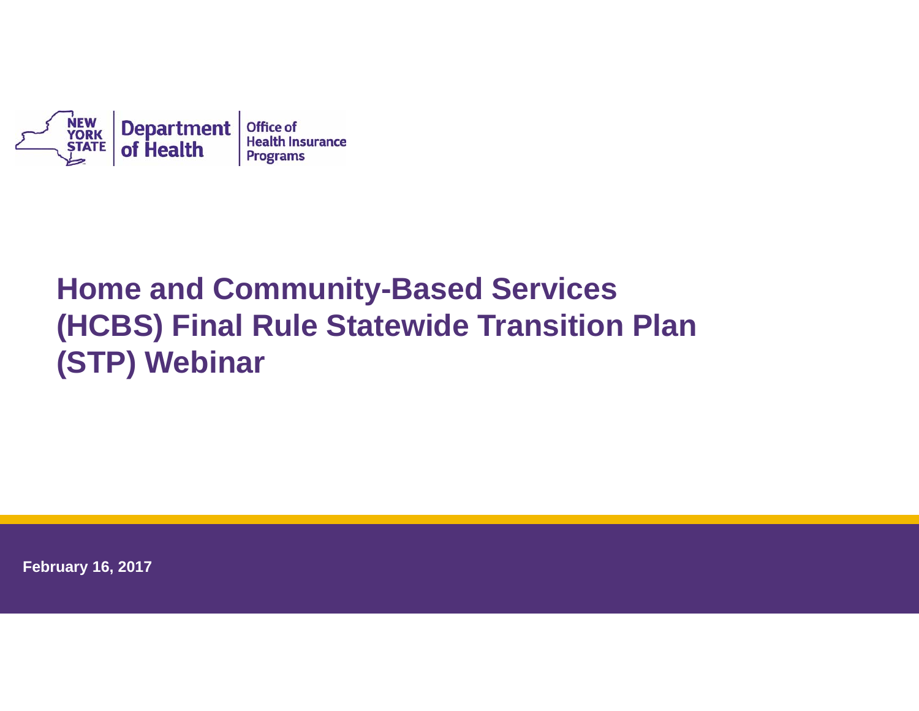NEW YORK STATE | Department of Health | Office of Health Insurance Programs

# Home and Community-Based Services (HCBS) Final Rule Statewide Transition Plan (STP) Webinar

**February 16, 2017**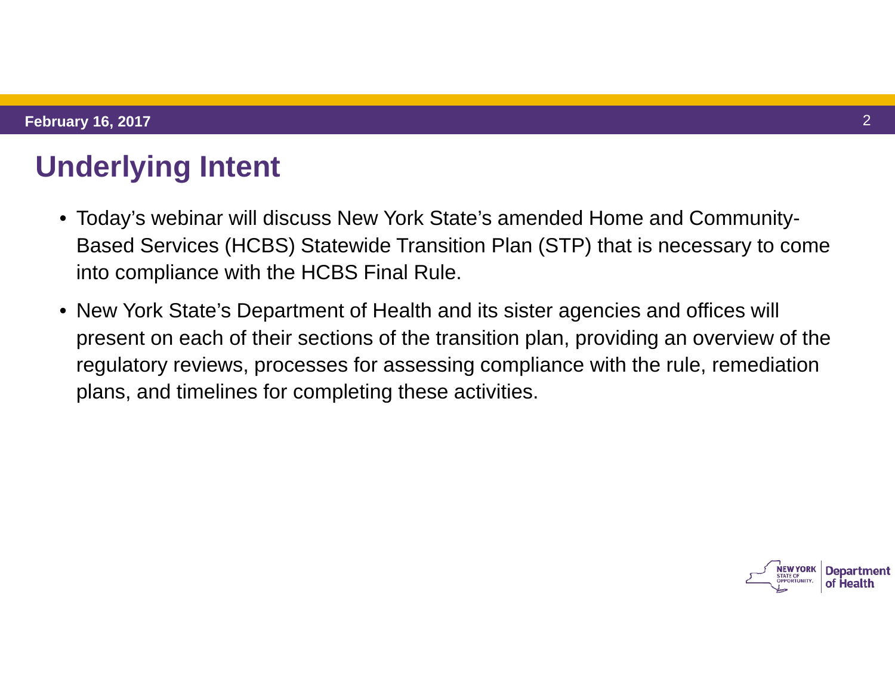# Underlying Intent

- Today's webinar will discuss New York State's amended Home and Community-Based Services (HCBS) Statewide Transition Plan (STP) that is necessary to come into compliance with the HCBS Final Rule.
- New York State's Department of Health and its sister agencies and offices will present on each of their sections of the transition plan, providing an overview of the regulatory reviews, processes for assessing compliance with the rule, remediation plans, and timelines for completing these activities.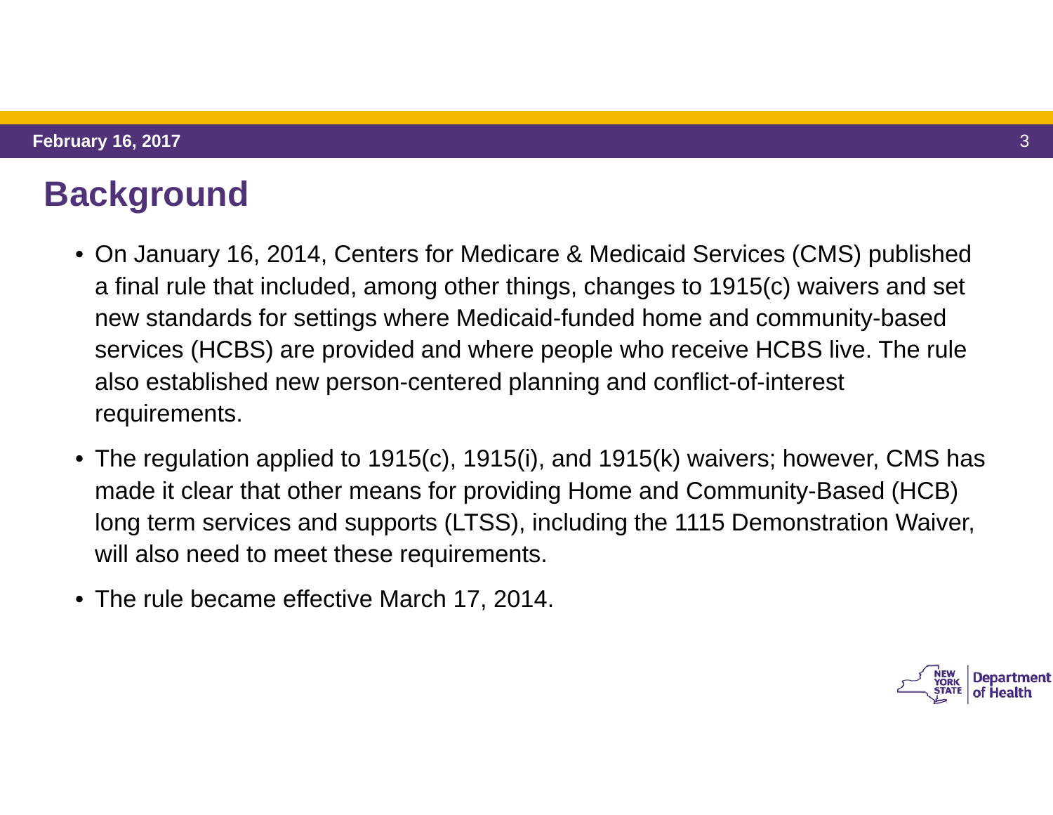# Background

- On January 16, 2014, Centers for Medicare & Medicaid Services (CMS) published a final rule that included, among other things, changes to 1915(c) waivers and set new standards for settings where Medicaid-funded home and community-based services (HCBS) are provided and where people who receive HCBS live. The rule also established new person-centered planning and conflict-of-interest requirements.
- The regulation applied to 1915(c), 1915(i), and 1915(k) waivers; however, CMS has made it clear that other means for providing Home and Community-Based (HCB) long term services and supports (LTSS), including the 1115 Demonstration Waiver, will also need to meet these requirements.
- The rule became effective March 17, 2014.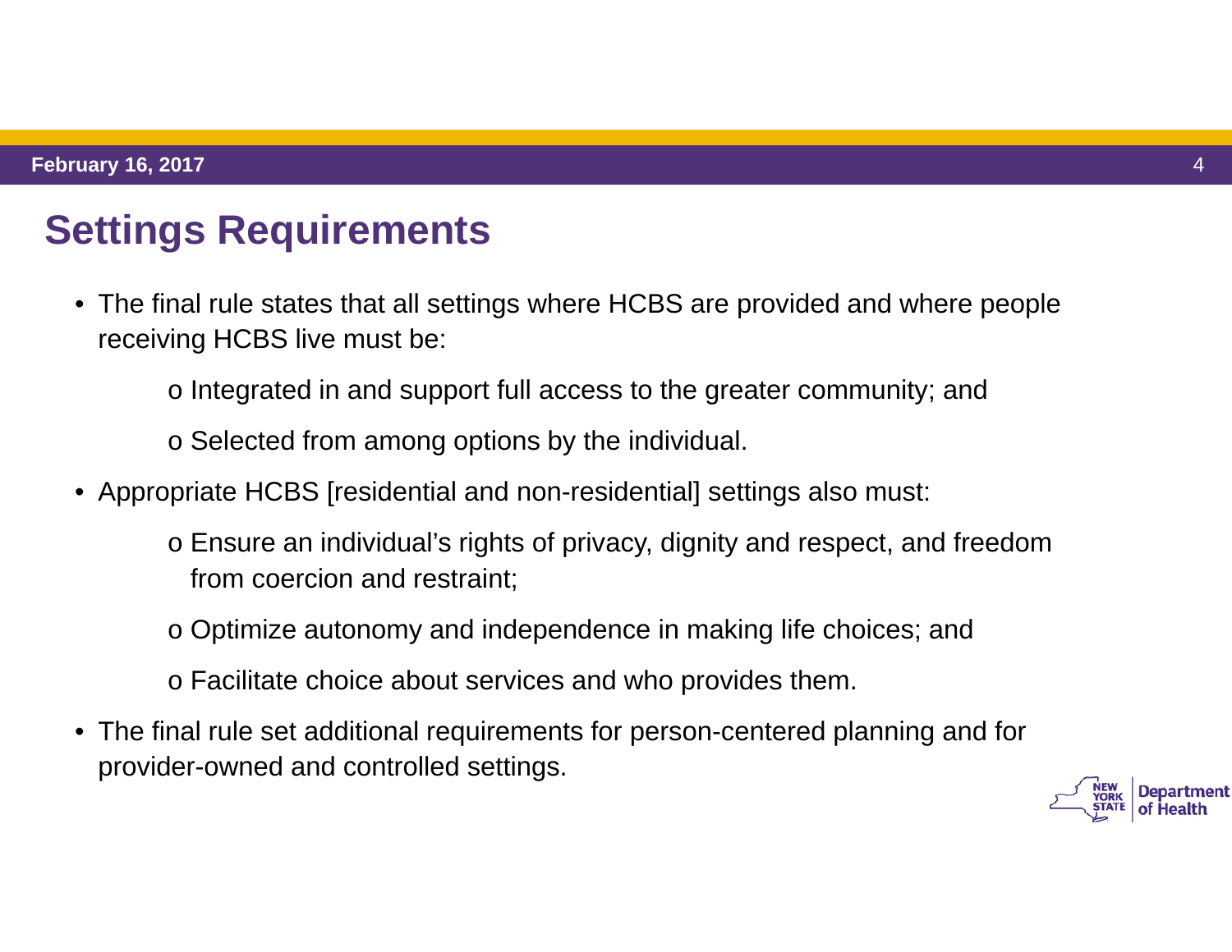# Settings Requirements

- The final rule states that all settings where HCBS are provided and where people receiving HCBS live must be:
  - Integrated in and support full access to the greater community; and
  - Selected from among options by the individual.
- Appropriate HCBS [residential and non-residential] settings also must:
  - Ensure an individual's rights of privacy, dignity and respect, and freedom from coercion and restraint;
  - Optimize autonomy and independence in making life choices; and
  - Facilitate choice about services and who provides them.
- The final rule set additional requirements for person-centered planning and for provider-owned and controlled settings.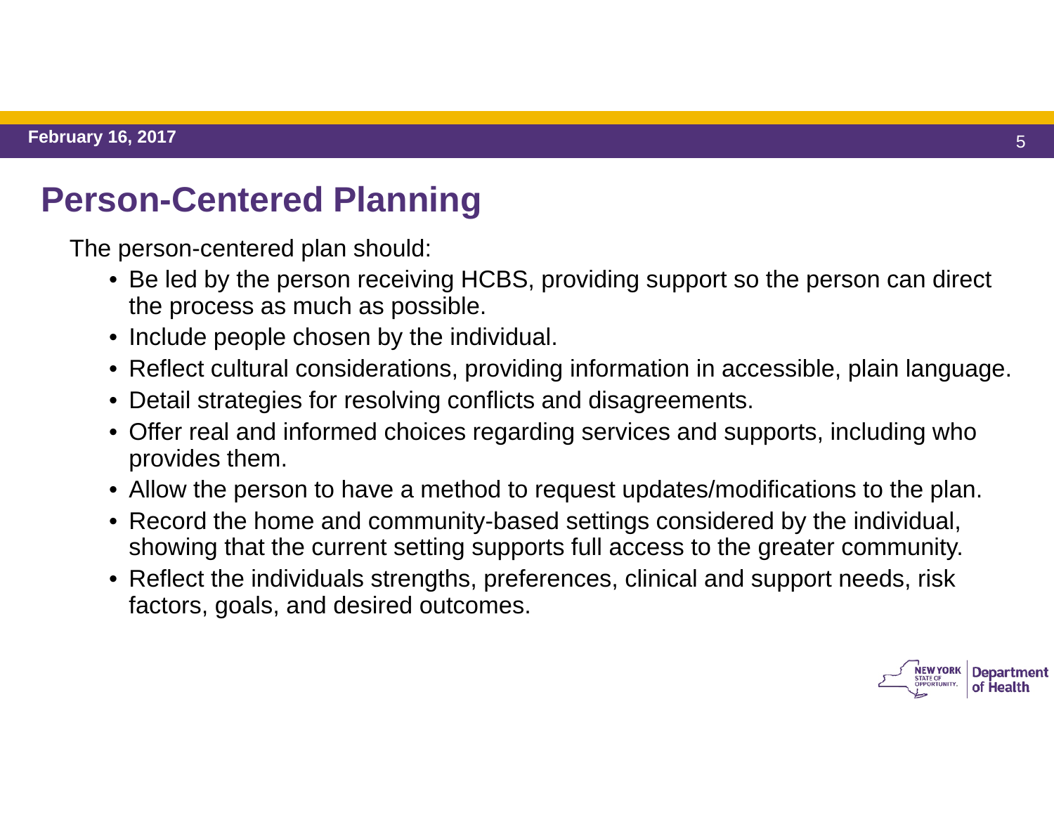# Person-Centered Planning

The person-centered plan should:

- Be led by the person receiving HCBS, providing support so the person can direct the process as much as possible.
- Include people chosen by the individual.
- Reflect cultural considerations, providing information in accessible, plain language.
- Detail strategies for resolving conflicts and disagreements.
- Offer real and informed choices regarding services and supports, including who provides them.
- Allow the person to have a method to request updates/modifications to the plan.
- Record the home and community-based settings considered by the individual, showing that the current setting supports full access to the greater community.
- Reflect the individuals strengths, preferences, clinical and support needs, risk factors, goals, and desired outcomes.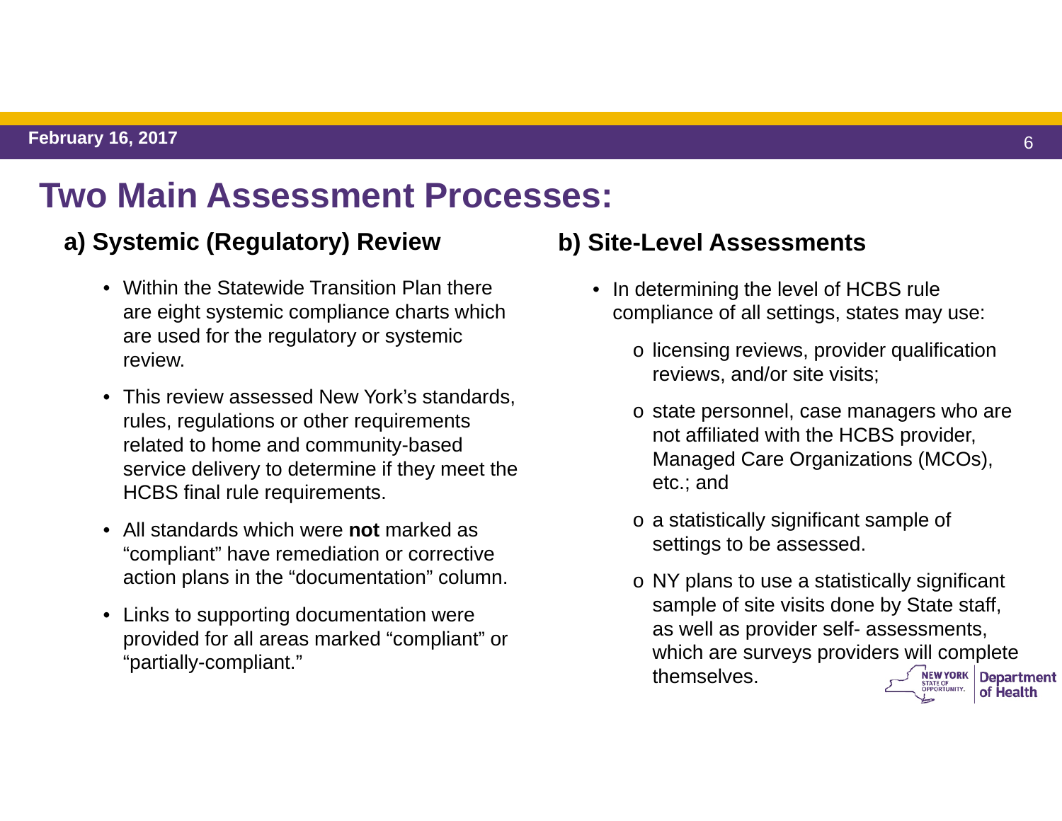# Two Main Assessment Processes:

## a) Systemic (Regulatory) Review

- Within the Statewide Transition Plan there are eight systemic compliance charts which are used for the regulatory or systemic review.
- This review assessed New York's standards, rules, regulations or other requirements related to home and community-based service delivery to determine if they meet the HCBS final rule requirements.
- All standards which were **not** marked as "compliant" have remediation or corrective action plans in the "documentation" column.
- Links to supporting documentation were provided for all areas marked "compliant" or "partially-compliant."

## b) Site-Level Assessments

- In determining the level of HCBS rule compliance of all settings, states may use:
  - licensing reviews, provider qualification reviews, and/or site visits;
  - state personnel, case managers who are not affiliated with the HCBS provider, Managed Care Organizations (MCOs), etc.; and
  - a statistically significant sample of settings to be assessed.
  - NY plans to use a statistically significant sample of site visits done by State staff, as well as provider self- assessments, which are surveys providers will complete themselves.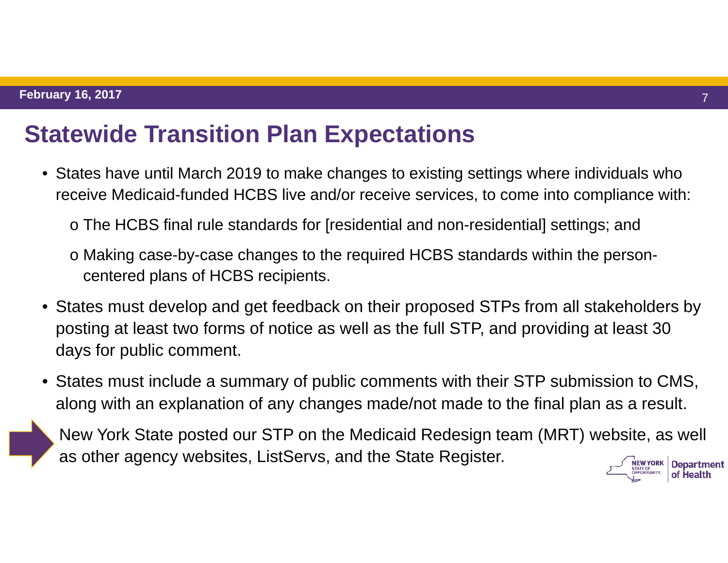# Statewide Transition Plan Expectations

- States have until March 2019 to make changes to existing settings where individuals who receive Medicaid-funded HCBS live and/or receive services, to come into compliance with:
  - The HCBS final rule standards for [residential and non-residential] settings; and
  - Making case-by-case changes to the required HCBS standards within the person-centered plans of HCBS recipients.
- States must develop and get feedback on their proposed STPs from all stakeholders by posting at least two forms of notice as well as the full STP, and providing at least 30 days for public comment.
- States must include a summary of public comments with their STP submission to CMS, along with an explanation of any changes made/not made to the final plan as a result.

➡ New York State posted our STP on the Medicaid Redesign team (MRT) website, as well as other agency websites, ListServs, and the State Register.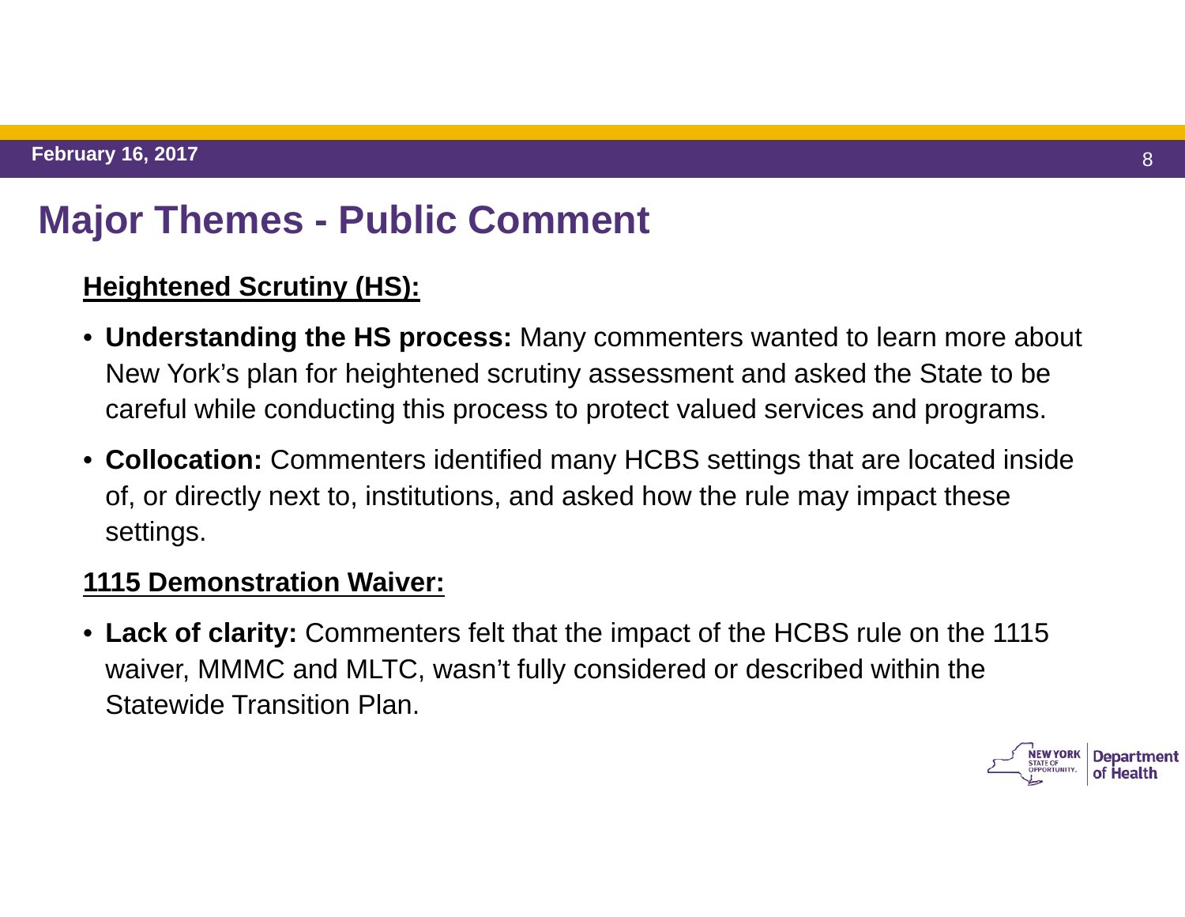# Major Themes - Public Comment

**Heightened Scrutiny (HS):**

- **Understanding the HS process:** Many commenters wanted to learn more about New York's plan for heightened scrutiny assessment and asked the State to be careful while conducting this process to protect valued services and programs.
- **Collocation:** Commenters identified many HCBS settings that are located inside of, or directly next to, institutions, and asked how the rule may impact these settings.

**1115 Demonstration Waiver:**

- **Lack of clarity:** Commenters felt that the impact of the HCBS rule on the 1115 waiver, MMMC and MLTC, wasn't fully considered or described within the Statewide Transition Plan.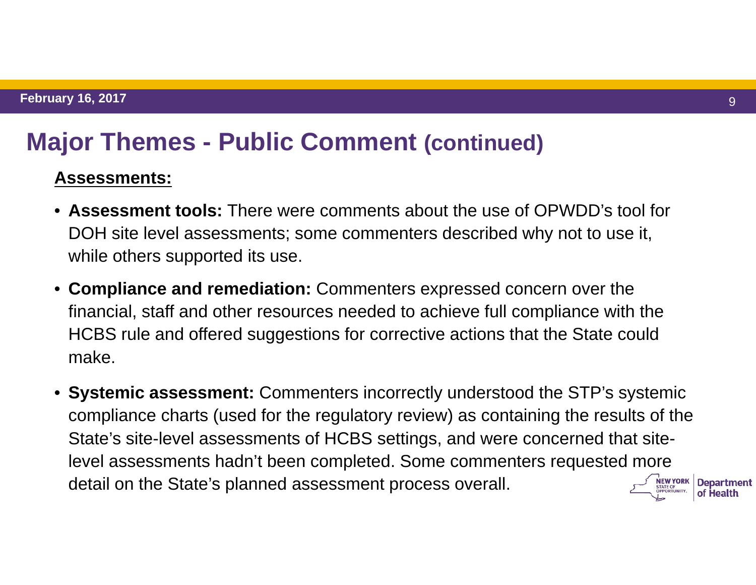# Major Themes - Public Comment (continued)

## Assessments:

- **Assessment tools:** There were comments about the use of OPWDD's tool for DOH site level assessments; some commenters described why not to use it, while others supported its use.
- **Compliance and remediation:** Commenters expressed concern over the financial, staff and other resources needed to achieve full compliance with the HCBS rule and offered suggestions for corrective actions that the State could make.
- **Systemic assessment:** Commenters incorrectly understood the STP's systemic compliance charts (used for the regulatory review) as containing the results of the State's site-level assessments of HCBS settings, and were concerned that site-level assessments hadn't been completed. Some commenters requested more detail on the State's planned assessment process overall.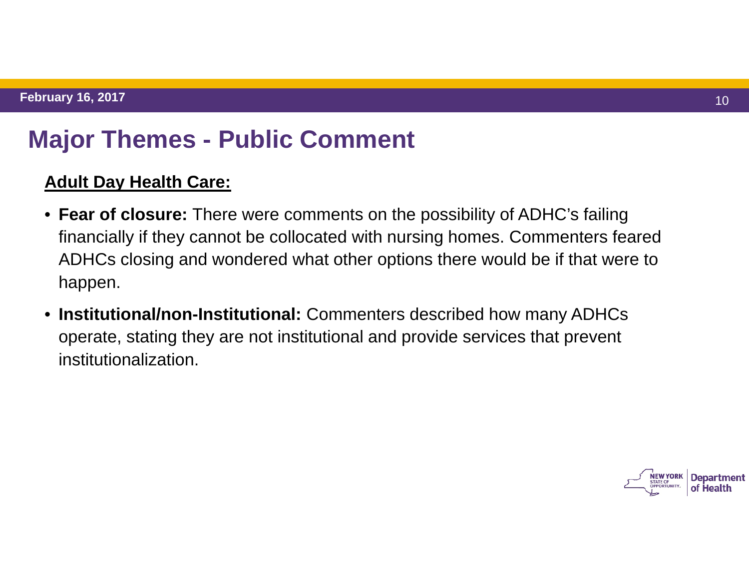# Major Themes - Public Comment

**Adult Day Health Care:**

- **Fear of closure:** There were comments on the possibility of ADHC's failing financially if they cannot be collocated with nursing homes. Commenters feared ADHCs closing and wondered what other options there would be if that were to happen.
- **Institutional/non-Institutional:** Commenters described how many ADHCs operate, stating they are not institutional and provide services that prevent institutionalization.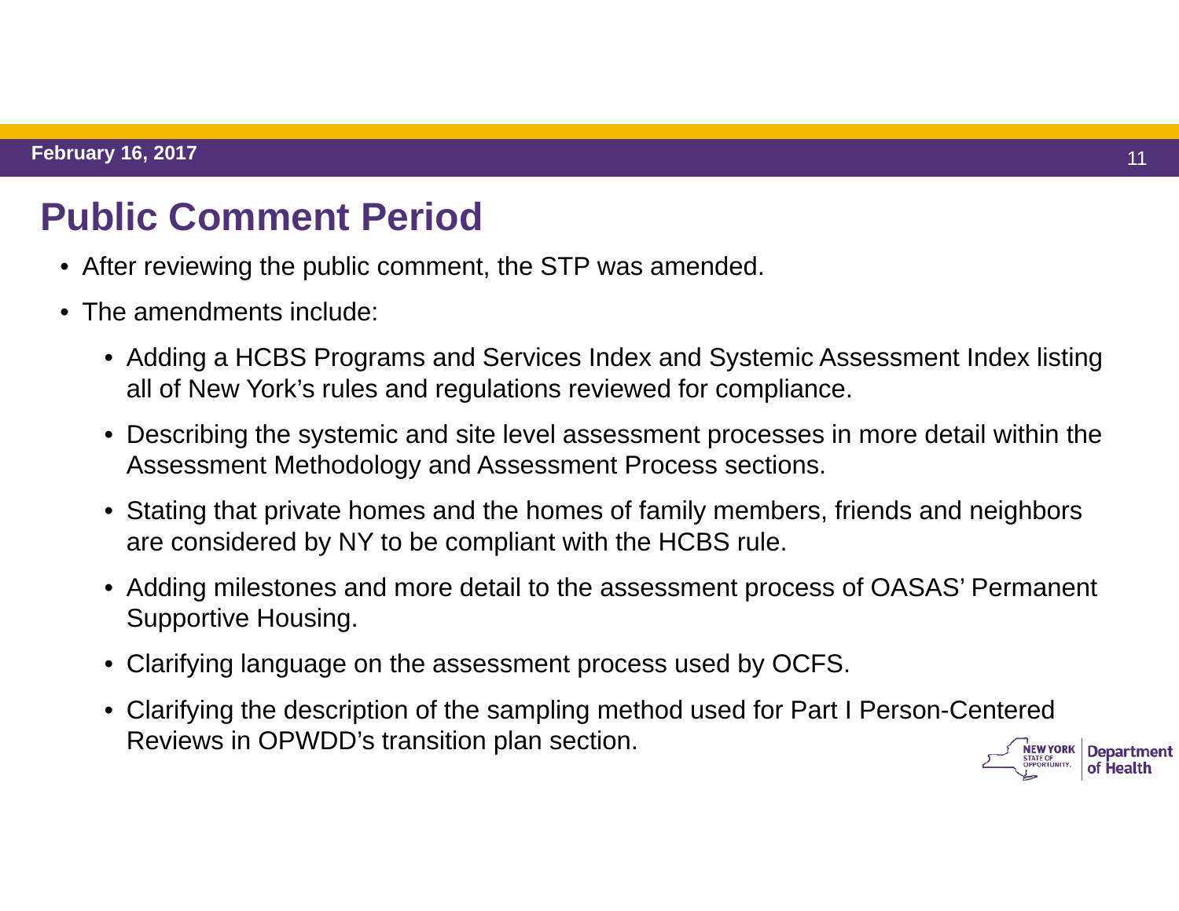# Public Comment Period

- After reviewing the public comment, the STP was amended.
- The amendments include:
  - Adding a HCBS Programs and Services Index and Systemic Assessment Index listing all of New York's rules and regulations reviewed for compliance.
  - Describing the systemic and site level assessment processes in more detail within the Assessment Methodology and Assessment Process sections.
  - Stating that private homes and the homes of family members, friends and neighbors are considered by NY to be compliant with the HCBS rule.
  - Adding milestones and more detail to the assessment process of OASAS' Permanent Supportive Housing.
  - Clarifying language on the assessment process used by OCFS.
  - Clarifying the description of the sampling method used for Part I Person-Centered Reviews in OPWDD's transition plan section.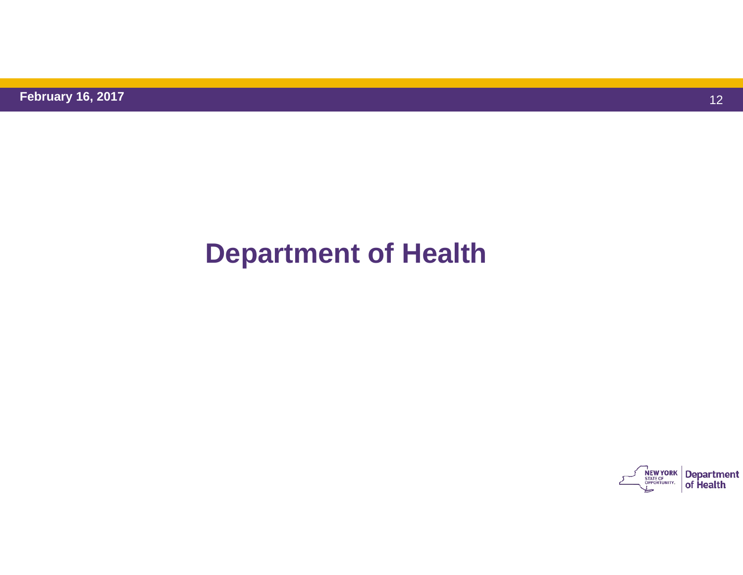# Department of Health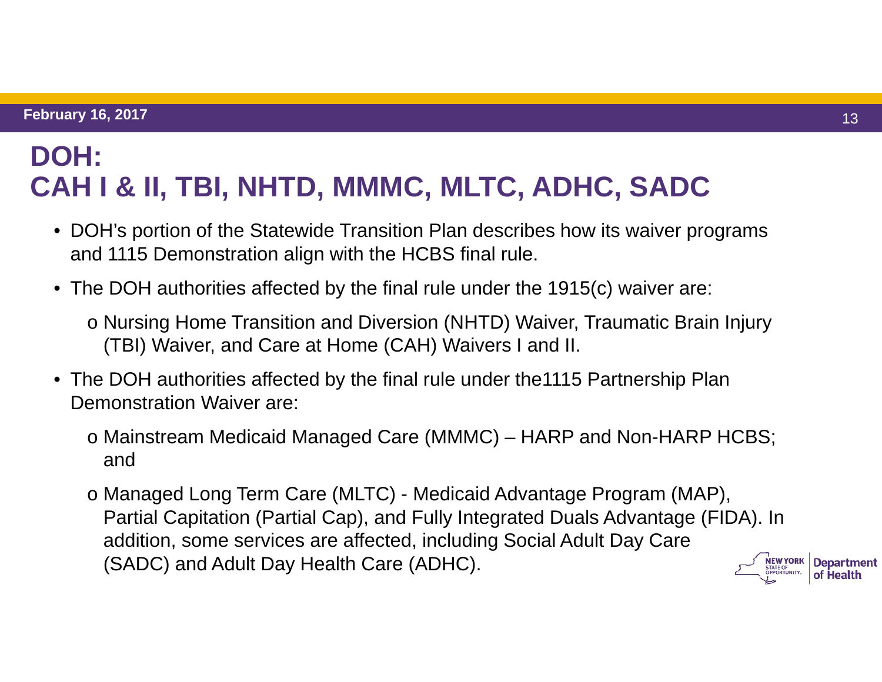# DOH: CAH I & II, TBI, NHTD, MMMC, MLTC, ADHC, SADC

- DOH's portion of the Statewide Transition Plan describes how its waiver programs and 1115 Demonstration align with the HCBS final rule.
- The DOH authorities affected by the final rule under the 1915(c) waiver are:
  - Nursing Home Transition and Diversion (NHTD) Waiver, Traumatic Brain Injury (TBI) Waiver, and Care at Home (CAH) Waivers I and II.
- The DOH authorities affected by the final rule under the1115 Partnership Plan Demonstration Waiver are:
  - Mainstream Medicaid Managed Care (MMMC) – HARP and Non-HARP HCBS; and
  - Managed Long Term Care (MLTC) - Medicaid Advantage Program (MAP), Partial Capitation (Partial Cap), and Fully Integrated Duals Advantage (FIDA). In addition, some services are affected, including Social Adult Day Care (SADC) and Adult Day Health Care (ADHC).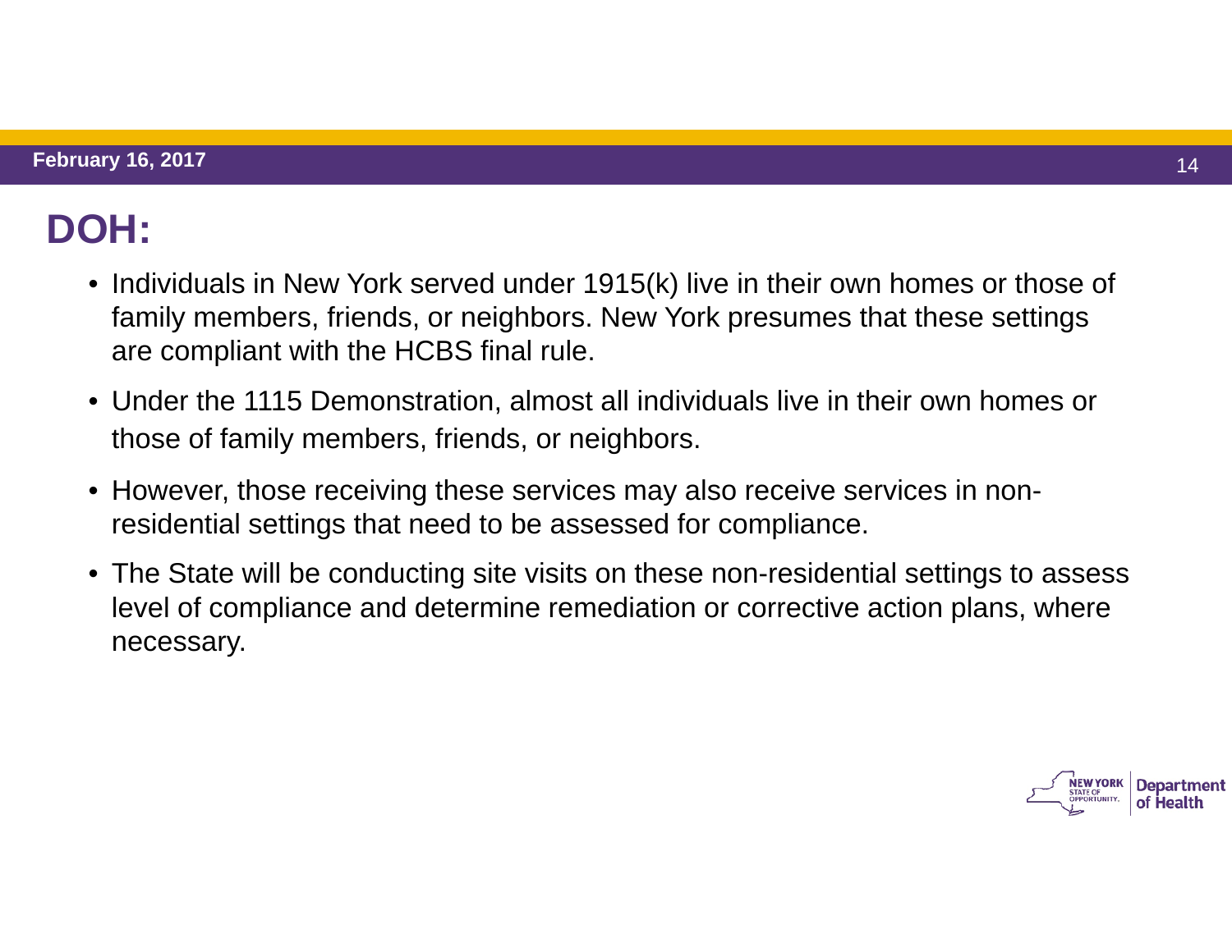# DOH:

- Individuals in New York served under 1915(k) live in their own homes or those of family members, friends, or neighbors. New York presumes that these settings are compliant with the HCBS final rule.
- Under the 1115 Demonstration, almost all individuals live in their own homes or those of family members, friends, or neighbors.
- However, those receiving these services may also receive services in non-residential settings that need to be assessed for compliance.
- The State will be conducting site visits on these non-residential settings to assess level of compliance and determine remediation or corrective action plans, where necessary.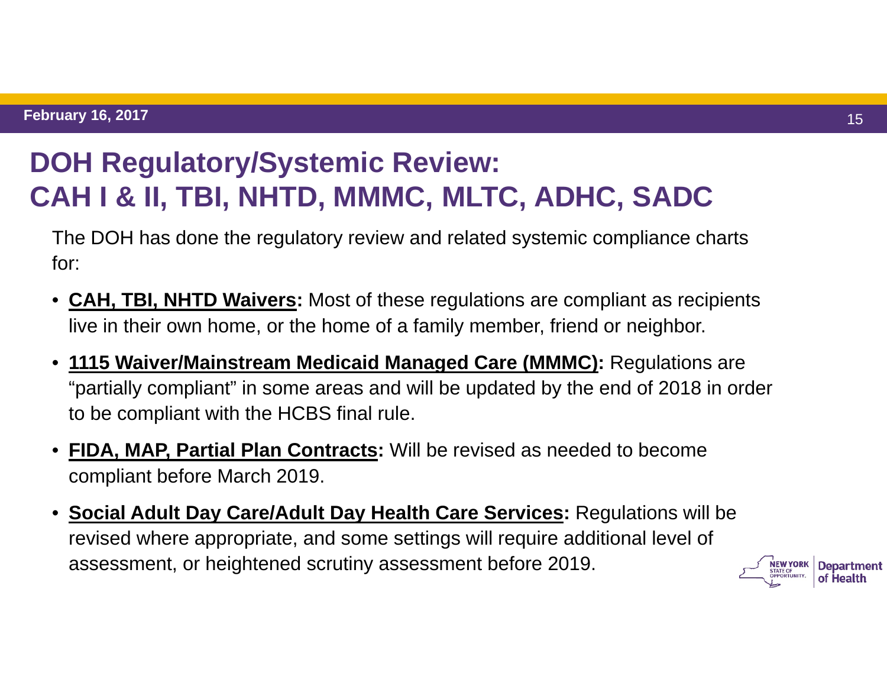# DOH Regulatory/Systemic Review: CAH I & II, TBI, NHTD, MMMC, MLTC, ADHC, SADC

The DOH has done the regulatory review and related systemic compliance charts for:

- **CAH, TBI, NHTD Waivers:** Most of these regulations are compliant as recipients live in their own home, or the home of a family member, friend or neighbor.
- **1115 Waiver/Mainstream Medicaid Managed Care (MMMC):** Regulations are "partially compliant" in some areas and will be updated by the end of 2018 in order to be compliant with the HCBS final rule.
- **FIDA, MAP, Partial Plan Contracts:** Will be revised as needed to become compliant before March 2019.
- **Social Adult Day Care/Adult Day Health Care Services:** Regulations will be revised where appropriate, and some settings will require additional level of assessment, or heightened scrutiny assessment before 2019.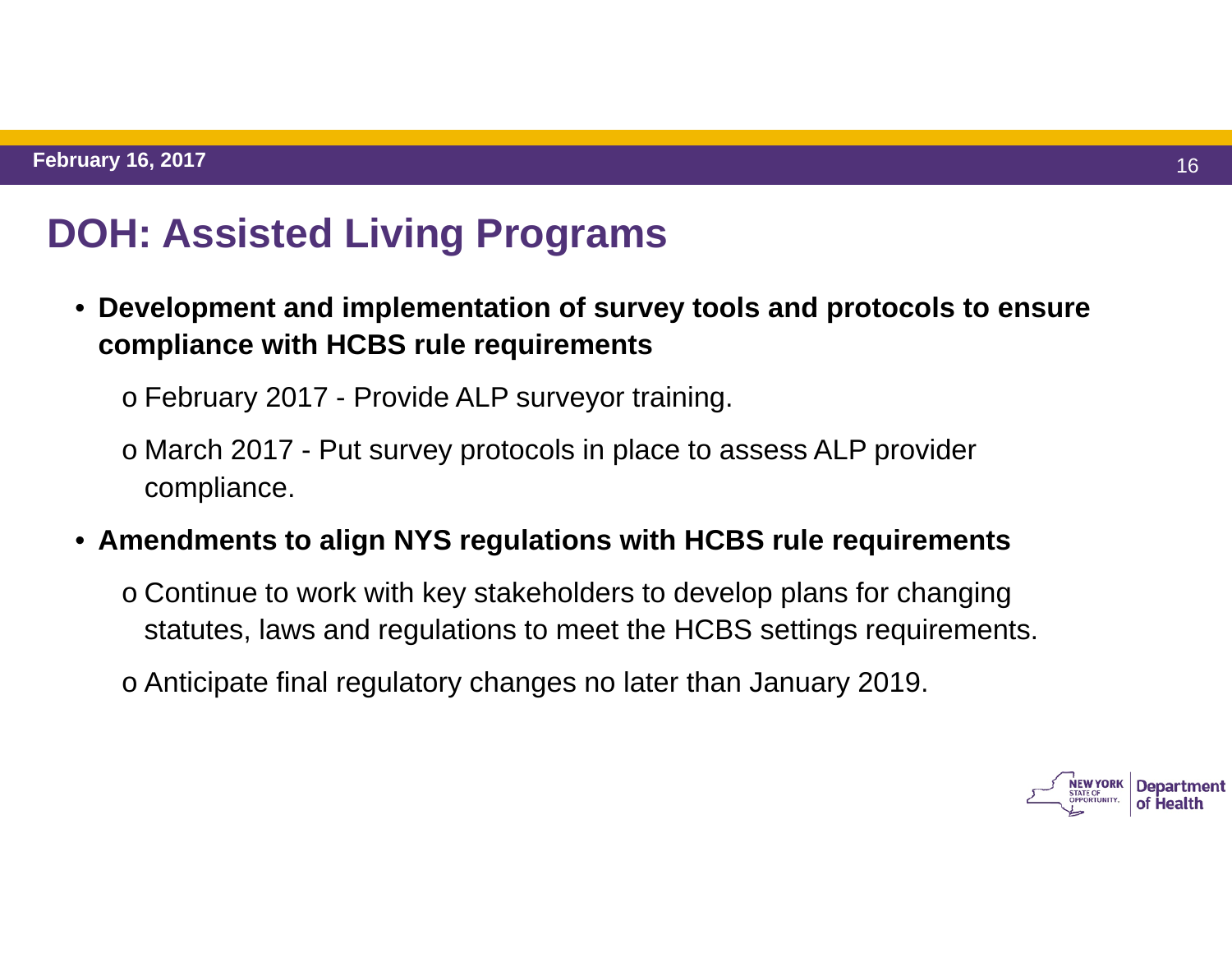# DOH: Assisted Living Programs

- **Development and implementation of survey tools and protocols to ensure compliance with HCBS rule requirements**
  - February 2017 - Provide ALP surveyor training.
  - March 2017 - Put survey protocols in place to assess ALP provider compliance.
- **Amendments to align NYS regulations with HCBS rule requirements**
  - Continue to work with key stakeholders to develop plans for changing statutes, laws and regulations to meet the HCBS settings requirements.
  - Anticipate final regulatory changes no later than January 2019.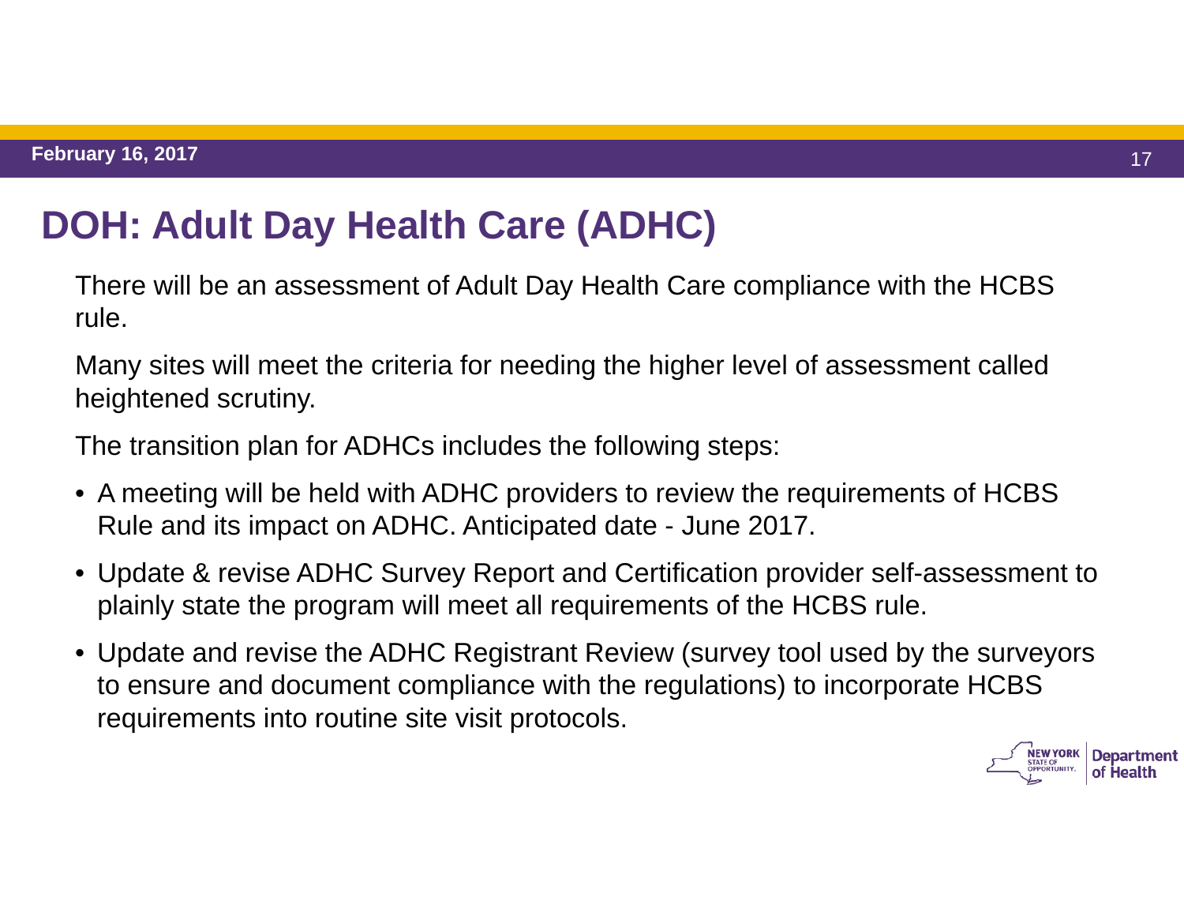# DOH: Adult Day Health Care (ADHC)

There will be an assessment of Adult Day Health Care compliance with the HCBS rule.

Many sites will meet the criteria for needing the higher level of assessment called heightened scrutiny.

The transition plan for ADHCs includes the following steps:

- A meeting will be held with ADHC providers to review the requirements of HCBS Rule and its impact on ADHC. Anticipated date - June 2017.
- Update & revise ADHC Survey Report and Certification provider self-assessment to plainly state the program will meet all requirements of the HCBS rule.
- Update and revise the ADHC Registrant Review (survey tool used by the surveyors to ensure and document compliance with the regulations) to incorporate HCBS requirements into routine site visit protocols.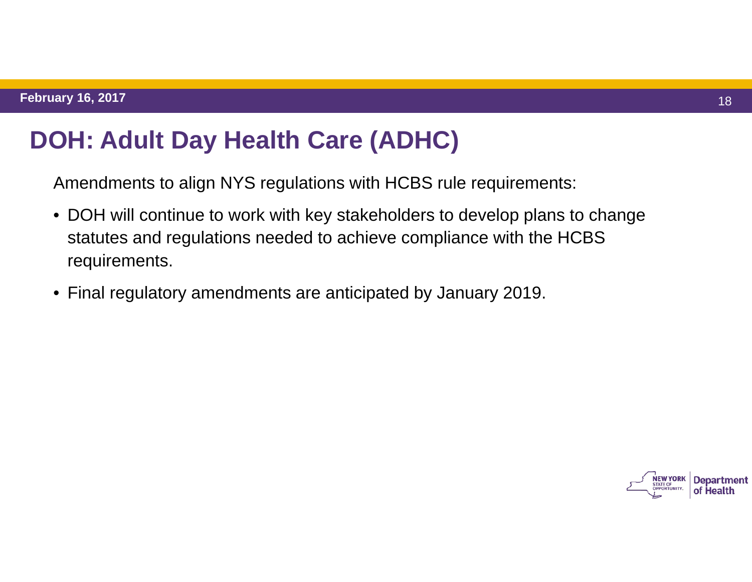# DOH: Adult Day Health Care (ADHC)

Amendments to align NYS regulations with HCBS rule requirements:

- DOH will continue to work with key stakeholders to develop plans to change statutes and regulations needed to achieve compliance with the HCBS requirements.
- Final regulatory amendments are anticipated by January 2019.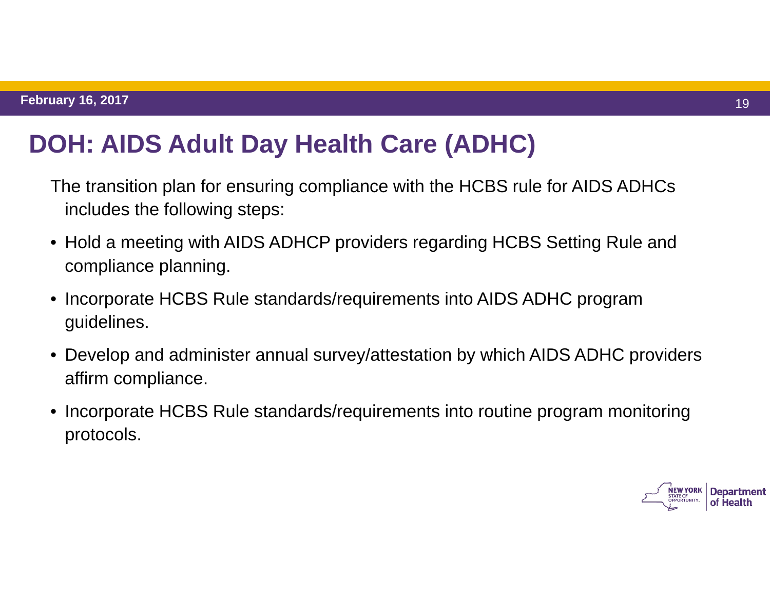# DOH: AIDS Adult Day Health Care (ADHC)

The transition plan for ensuring compliance with the HCBS rule for AIDS ADHCs includes the following steps:

- Hold a meeting with AIDS ADHCP providers regarding HCBS Setting Rule and compliance planning.
- Incorporate HCBS Rule standards/requirements into AIDS ADHC program guidelines.
- Develop and administer annual survey/attestation by which AIDS ADHC providers affirm compliance.
- Incorporate HCBS Rule standards/requirements into routine program monitoring protocols.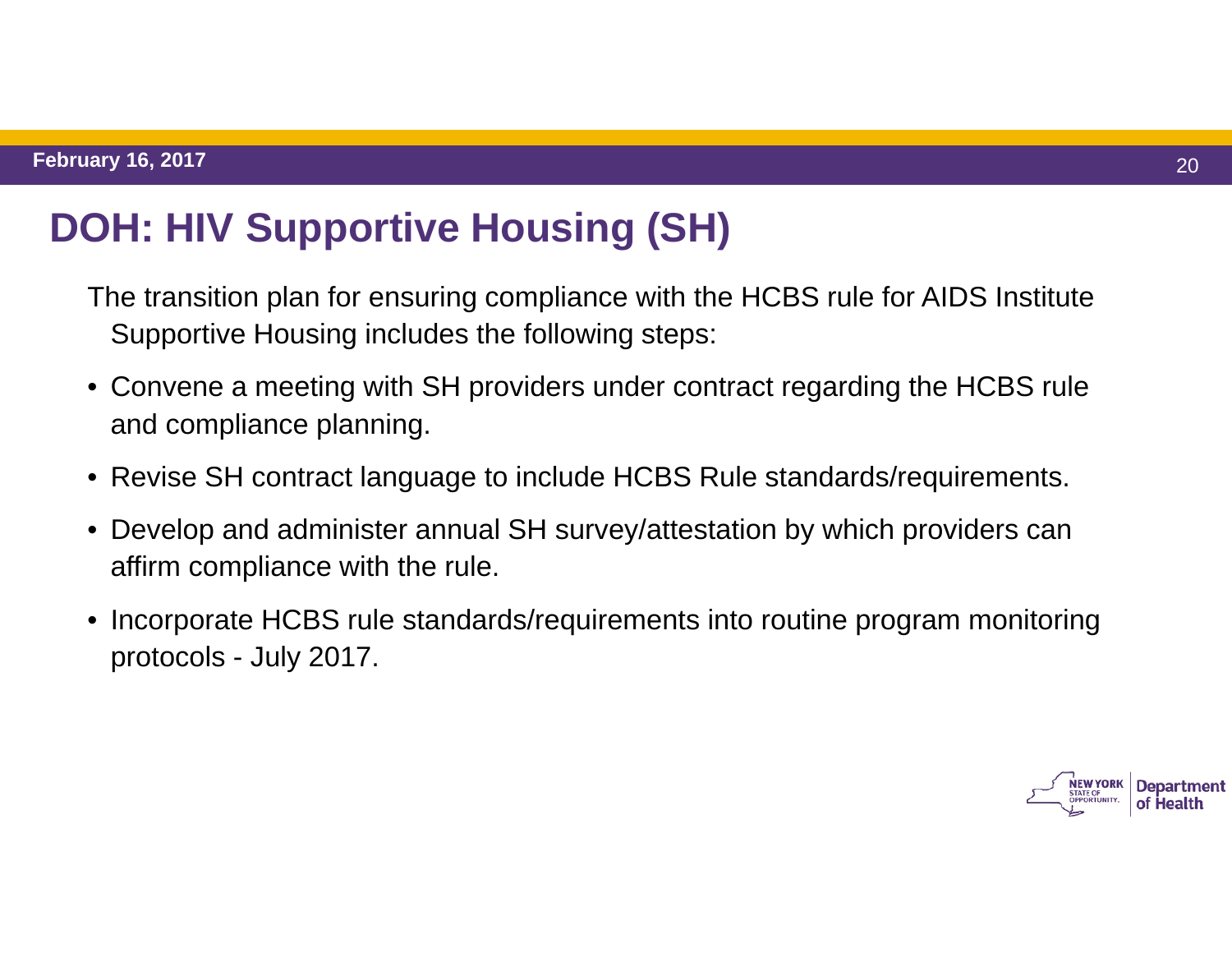# DOH: HIV Supportive Housing (SH)

The transition plan for ensuring compliance with the HCBS rule for AIDS Institute Supportive Housing includes the following steps:

- Convene a meeting with SH providers under contract regarding the HCBS rule and compliance planning.
- Revise SH contract language to include HCBS Rule standards/requirements.
- Develop and administer annual SH survey/attestation by which providers can affirm compliance with the rule.
- Incorporate HCBS rule standards/requirements into routine program monitoring protocols - July 2017.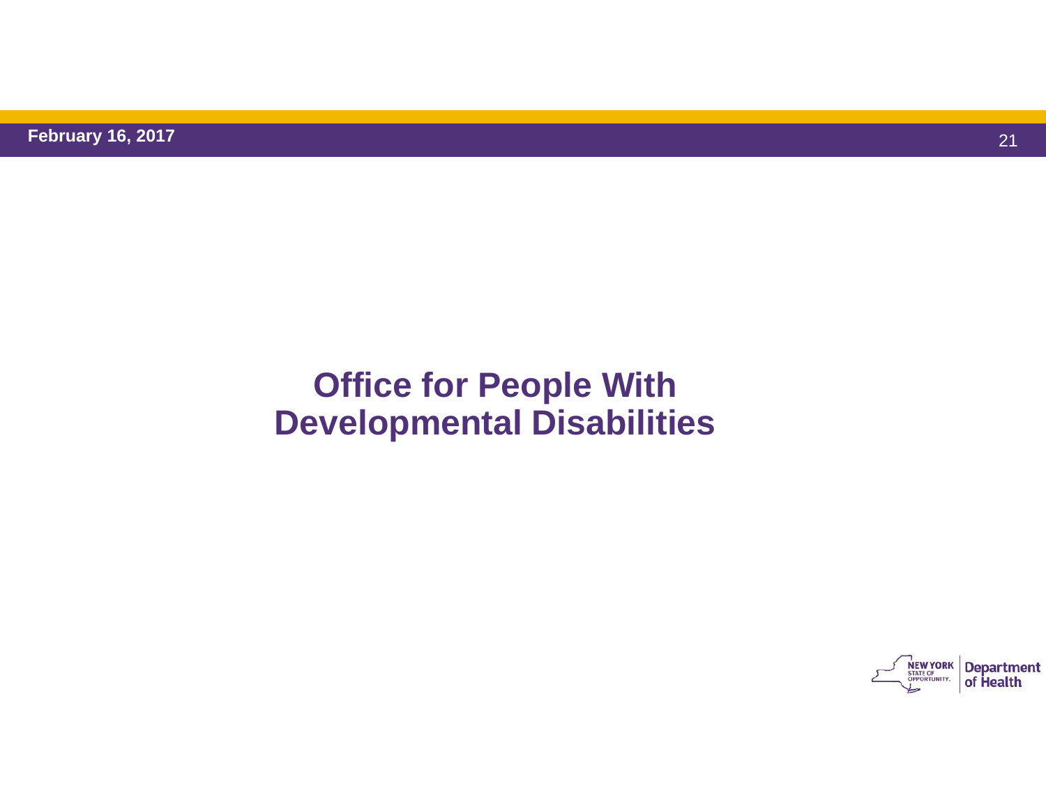# Office for People With Developmental Disabilities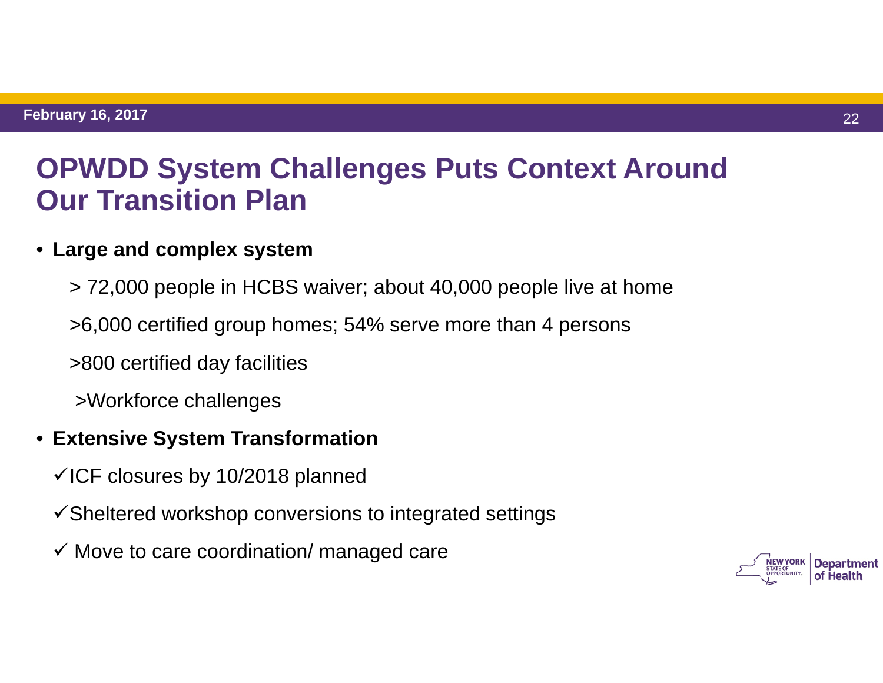# OPWDD System Challenges Puts Context Around Our Transition Plan

- **Large and complex system**
  - > 72,000 people in HCBS waiver; about 40,000 people live at home
  - >6,000 certified group homes; 54% serve more than 4 persons
  - >800 certified day facilities
  - >Workforce challenges
- **Extensive System Transformation**
  - ✓ICF closures by 10/2018 planned
  - ✓Sheltered workshop conversions to integrated settings
  - ✓ Move to care coordination/ managed care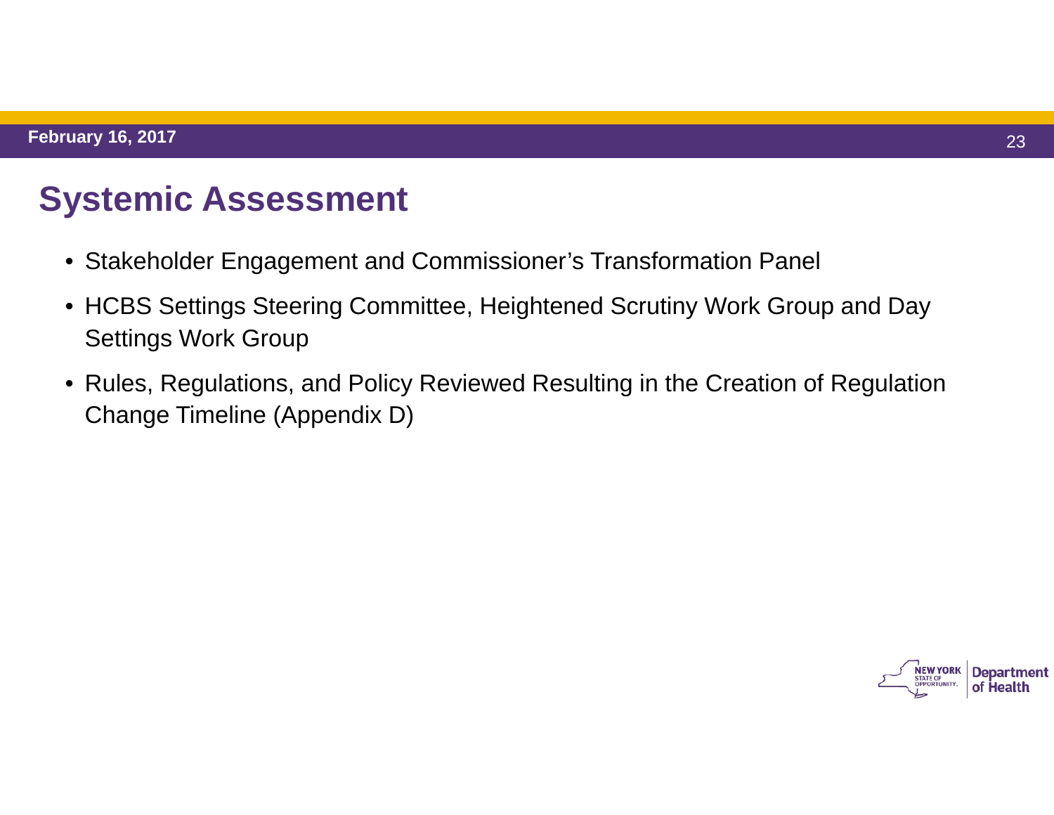# Systemic Assessment

- Stakeholder Engagement and Commissioner's Transformation Panel
- HCBS Settings Steering Committee, Heightened Scrutiny Work Group and Day Settings Work Group
- Rules, Regulations, and Policy Reviewed Resulting in the Creation of Regulation Change Timeline (Appendix D)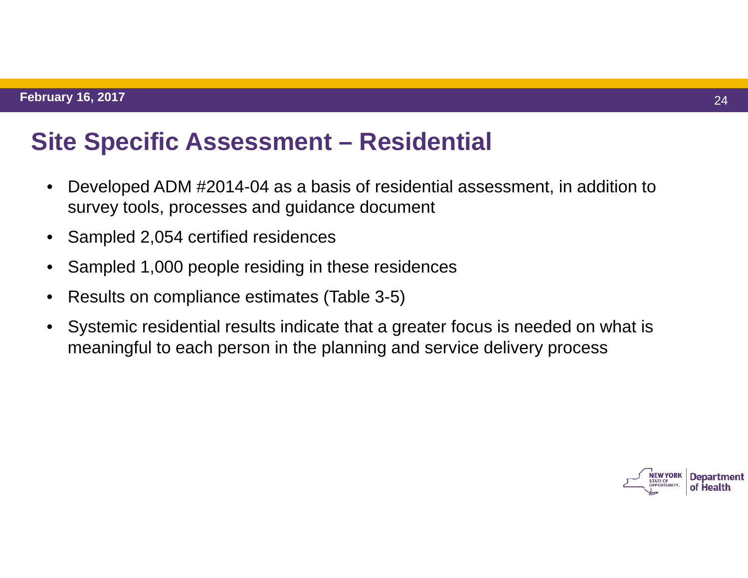# Site Specific Assessment – Residential

- Developed ADM #2014-04 as a basis of residential assessment, in addition to survey tools, processes and guidance document
- Sampled 2,054 certified residences
- Sampled 1,000 people residing in these residences
- Results on compliance estimates (Table 3-5)
- Systemic residential results indicate that a greater focus is needed on what is meaningful to each person in the planning and service delivery process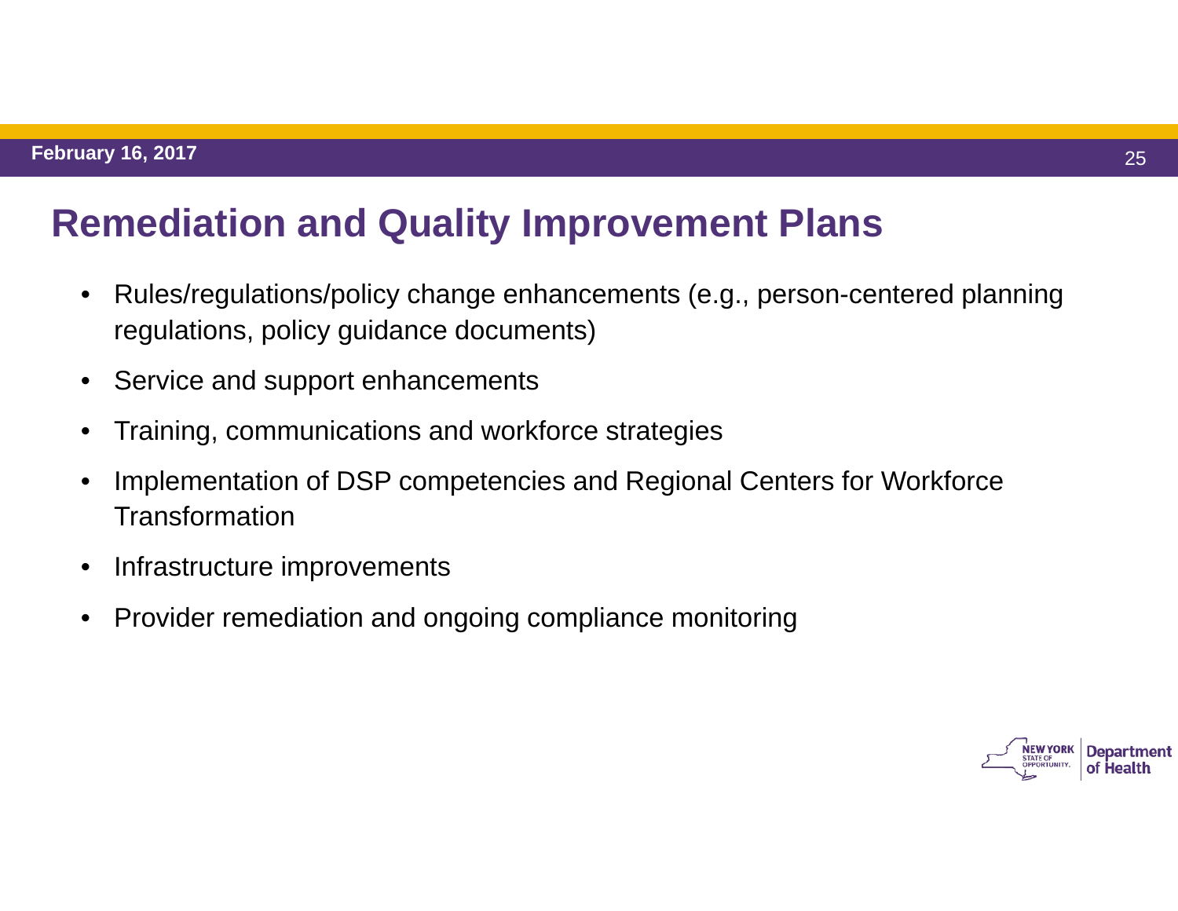# Remediation and Quality Improvement Plans

- Rules/regulations/policy change enhancements (e.g., person-centered planning regulations, policy guidance documents)
- Service and support enhancements
- Training, communications and workforce strategies
- Implementation of DSP competencies and Regional Centers for Workforce Transformation
- Infrastructure improvements
- Provider remediation and ongoing compliance monitoring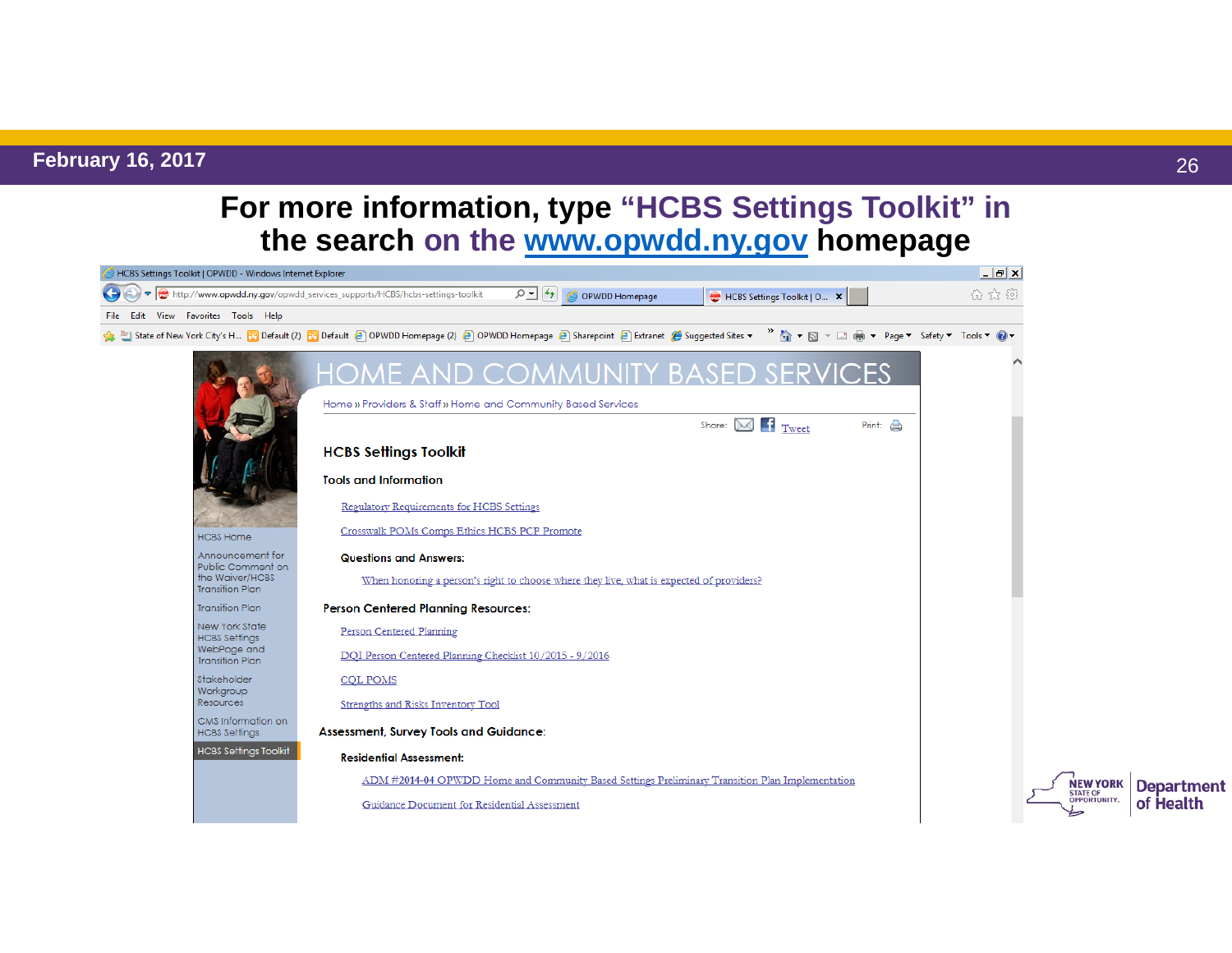# For more information, type "HCBS Settings Toolkit" in the search on the www.opwdd.ny.gov homepage

HOME AND COMMUNITY BASED SERVICES

Home » Providers & Staff » Home and Community Based Services

Share: Tweet Print:

## HCBS Settings Toolkit

### Tools and Information

- Regulatory Requirements for HCBS Settings
- Crosswalk POMs Comps Ethics HCBS PCP Promote

**Questions and Answers:**

- When honoring a person's right to choose where they live, what is expected of providers?

### Person Centered Planning Resources:

- Person Centered Planning
- DQI Person Centered Planning Checklist 10/2015 - 9/2016
- CQL POMS
- Strengths and Risks Inventory Tool

### Assessment, Survey Tools and Guidance:

**Residential Assessment:**

- ADM #2014-04 OPWDD Home and Community Based Settings Preliminary Transition Plan Implementation
- Guidance Document for Residential Assessment

HCBS Home
Announcement for Public Comment on the Waiver/HCBS Transition Plan
Transition Plan
New York State HCBS Settings WebPage and Transition Plan
Stakeholder Workgroup Resources
CMS Information on HCBS Settings
HCBS Settings Toolkit

NEW YORK STATE OF OPPORTUNITY. Department of Health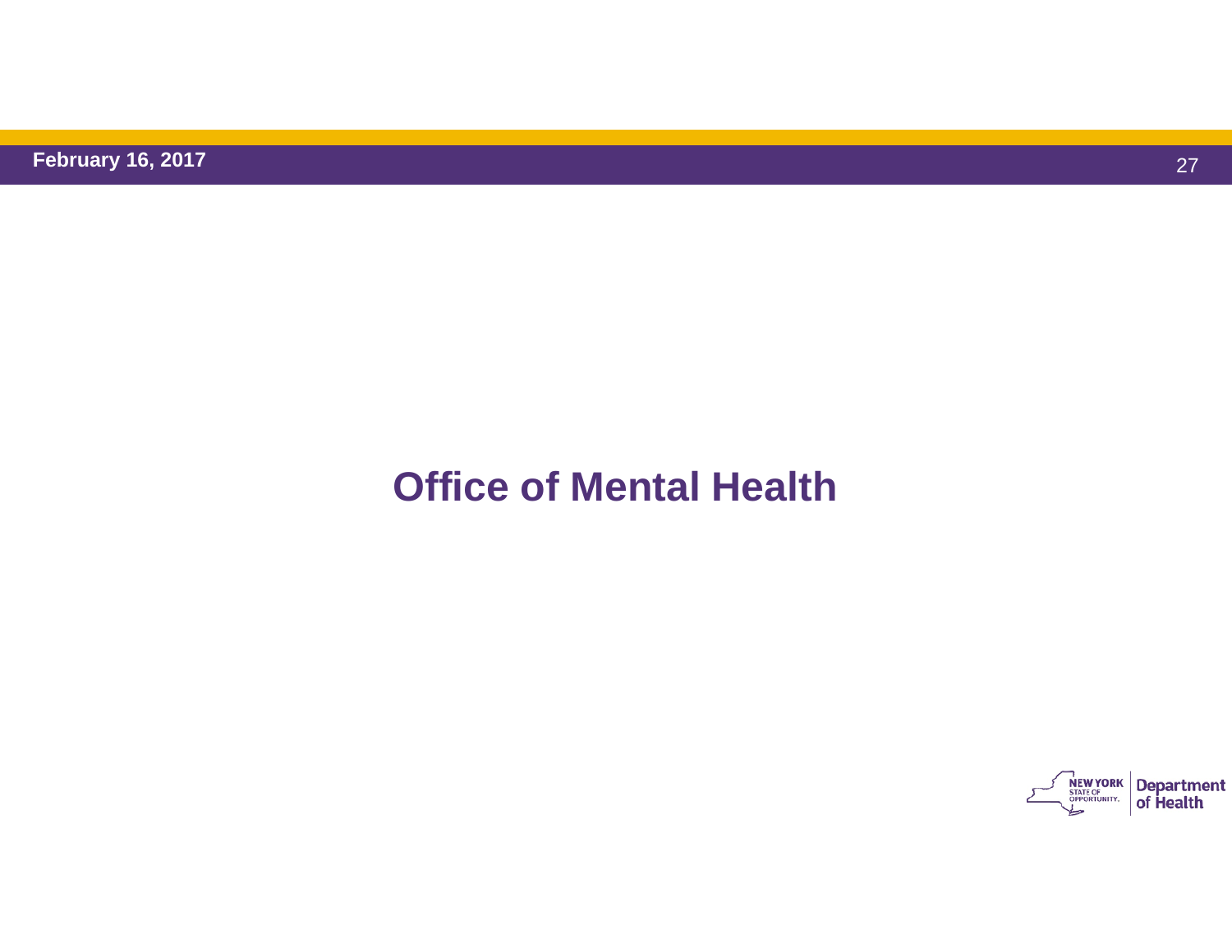# Office of Mental Health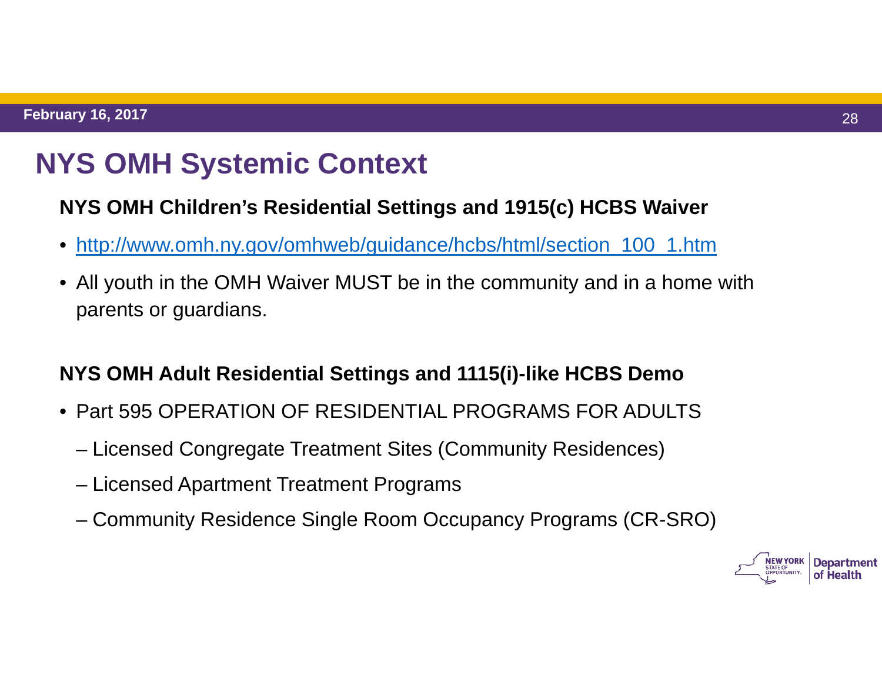# NYS OMH Systemic Context

### NYS OMH Children's Residential Settings and 1915(c) HCBS Waiver

- http://www.omh.ny.gov/omhweb/guidance/hcbs/html/section_100_1.htm
- All youth in the OMH Waiver MUST be in the community and in a home with parents or guardians.

### NYS OMH Adult Residential Settings and 1115(i)-like HCBS Demo

- Part 595 OPERATION OF RESIDENTIAL PROGRAMS FOR ADULTS
  - Licensed Congregate Treatment Sites (Community Residences)
  - Licensed Apartment Treatment Programs
  - Community Residence Single Room Occupancy Programs (CR-SRO)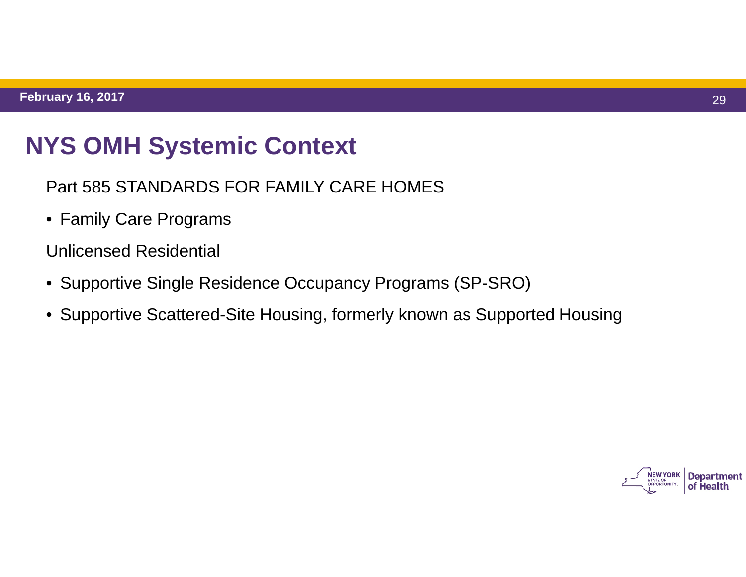# NYS OMH Systemic Context

Part 585 STANDARDS FOR FAMILY CARE HOMES

- Family Care Programs

Unlicensed Residential

- Supportive Single Residence Occupancy Programs (SP-SRO)
- Supportive Scattered-Site Housing, formerly known as Supported Housing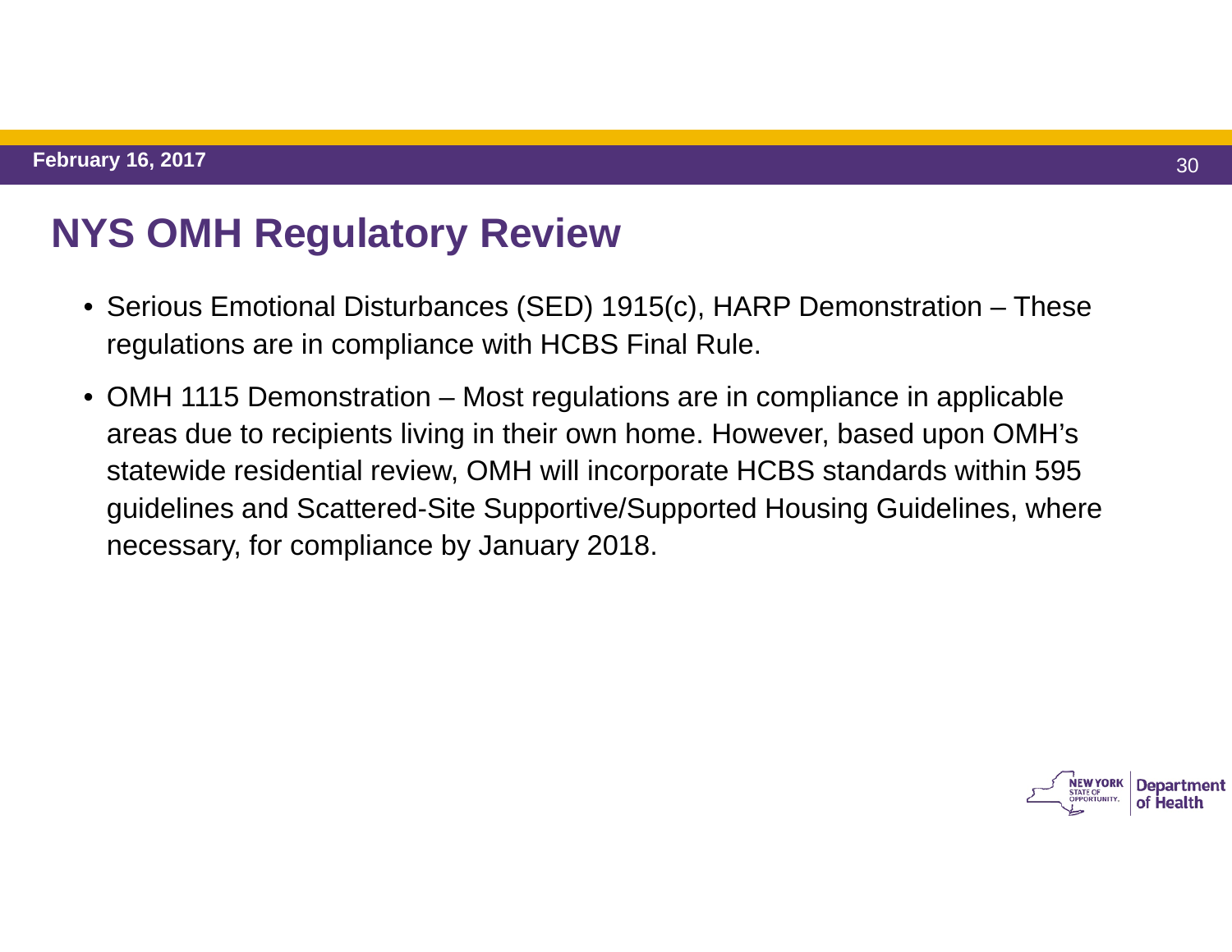# NYS OMH Regulatory Review

- Serious Emotional Disturbances (SED) 1915(c), HARP Demonstration – These regulations are in compliance with HCBS Final Rule.
- OMH 1115 Demonstration – Most regulations are in compliance in applicable areas due to recipients living in their own home. However, based upon OMH's statewide residential review, OMH will incorporate HCBS standards within 595 guidelines and Scattered-Site Supportive/Supported Housing Guidelines, where necessary, for compliance by January 2018.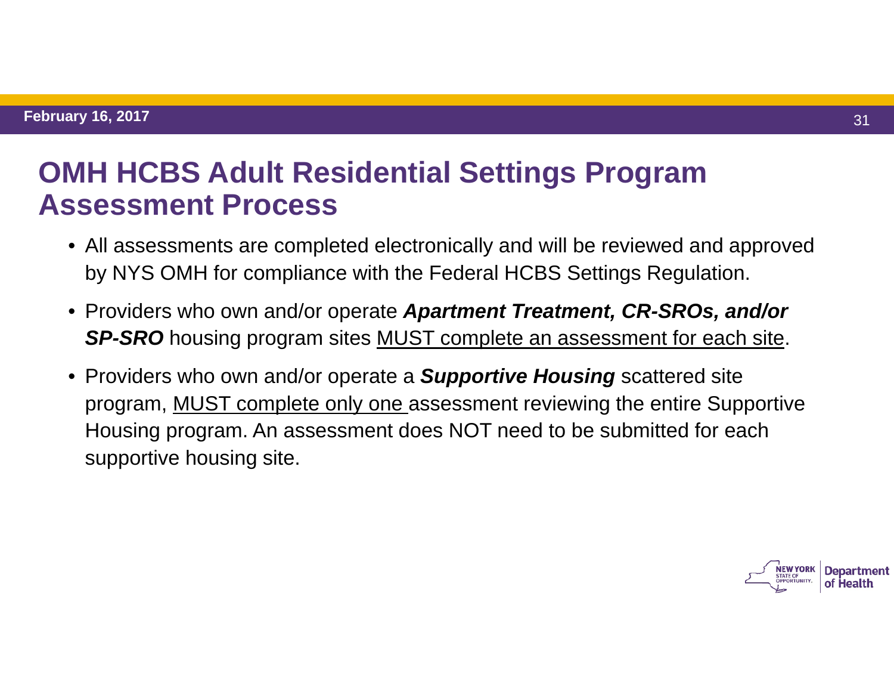# OMH HCBS Adult Residential Settings Program Assessment Process

- All assessments are completed electronically and will be reviewed and approved by NYS OMH for compliance with the Federal HCBS Settings Regulation.
- Providers who own and/or operate ***Apartment Treatment, CR-SROs, and/or SP-SRO*** housing program sites <u>MUST complete an assessment for each site</u>.
- Providers who own and/or operate a ***Supportive Housing*** scattered site program, <u>MUST complete only one</u> assessment reviewing the entire Supportive Housing program. An assessment does NOT need to be submitted for each supportive housing site.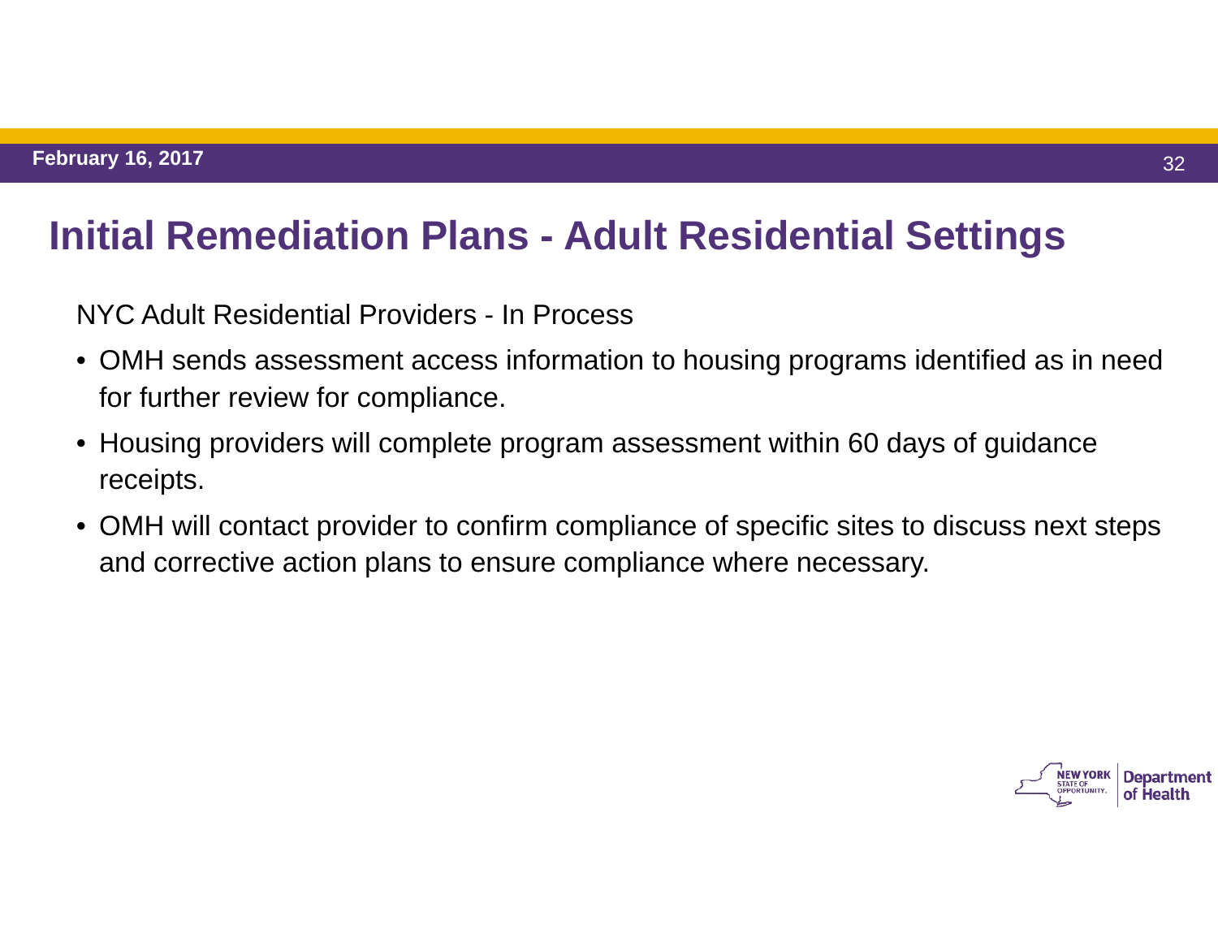# Initial Remediation Plans - Adult Residential Settings

NYC Adult Residential Providers - In Process

- OMH sends assessment access information to housing programs identified as in need for further review for compliance.
- Housing providers will complete program assessment within 60 days of guidance receipts.
- OMH will contact provider to confirm compliance of specific sites to discuss next steps and corrective action plans to ensure compliance where necessary.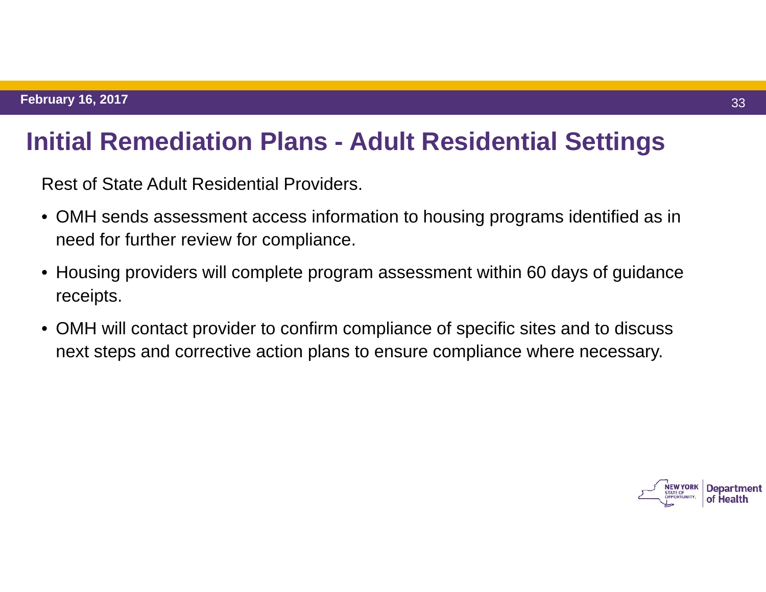# Initial Remediation Plans - Adult Residential Settings

Rest of State Adult Residential Providers.

- OMH sends assessment access information to housing programs identified as in need for further review for compliance.
- Housing providers will complete program assessment within 60 days of guidance receipts.
- OMH will contact provider to confirm compliance of specific sites and to discuss next steps and corrective action plans to ensure compliance where necessary.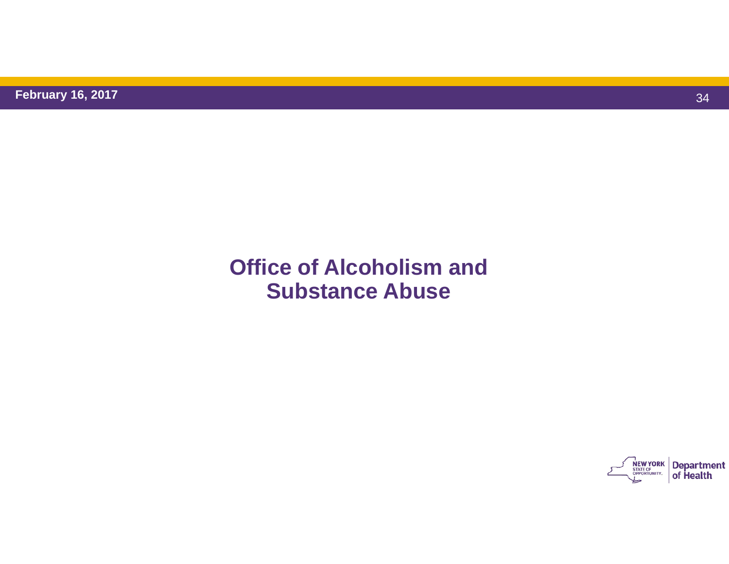# Office of Alcoholism and Substance Abuse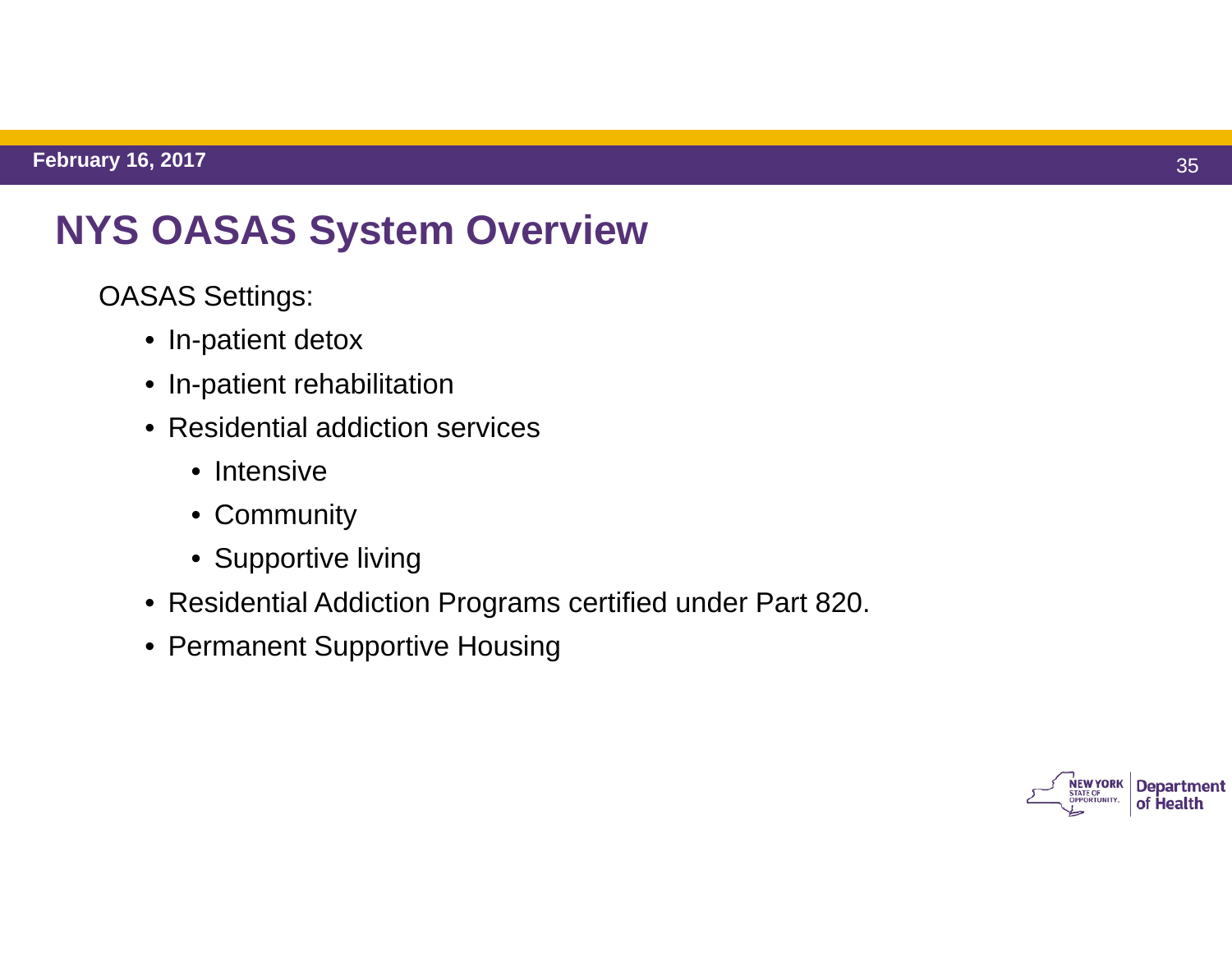# NYS OASAS System Overview

OASAS Settings:

- In-patient detox
- In-patient rehabilitation
- Residential addiction services
  - Intensive
  - Community
  - Supportive living
- Residential Addiction Programs certified under Part 820.
- Permanent Supportive Housing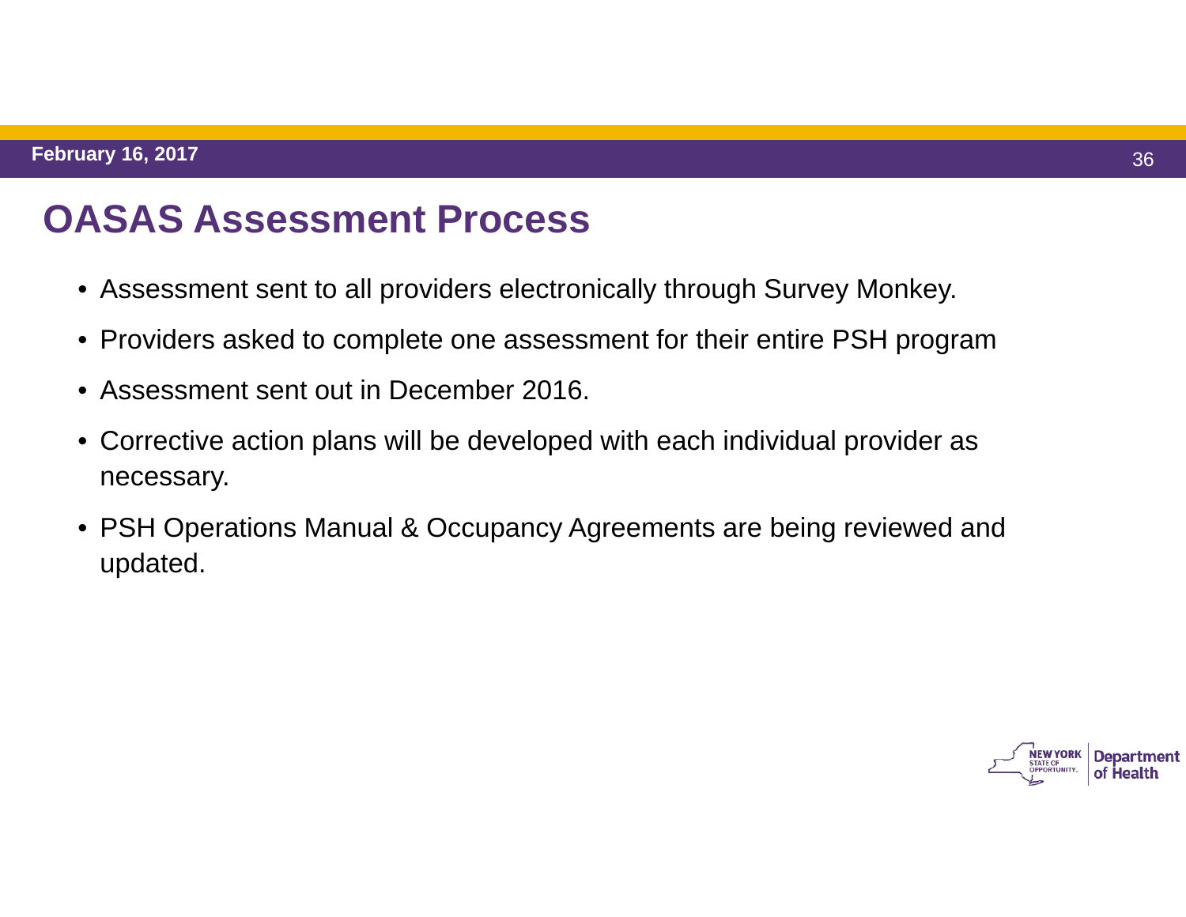# OASAS Assessment Process

- Assessment sent to all providers electronically through Survey Monkey.
- Providers asked to complete one assessment for their entire PSH program
- Assessment sent out in December 2016.
- Corrective action plans will be developed with each individual provider as necessary.
- PSH Operations Manual & Occupancy Agreements are being reviewed and updated.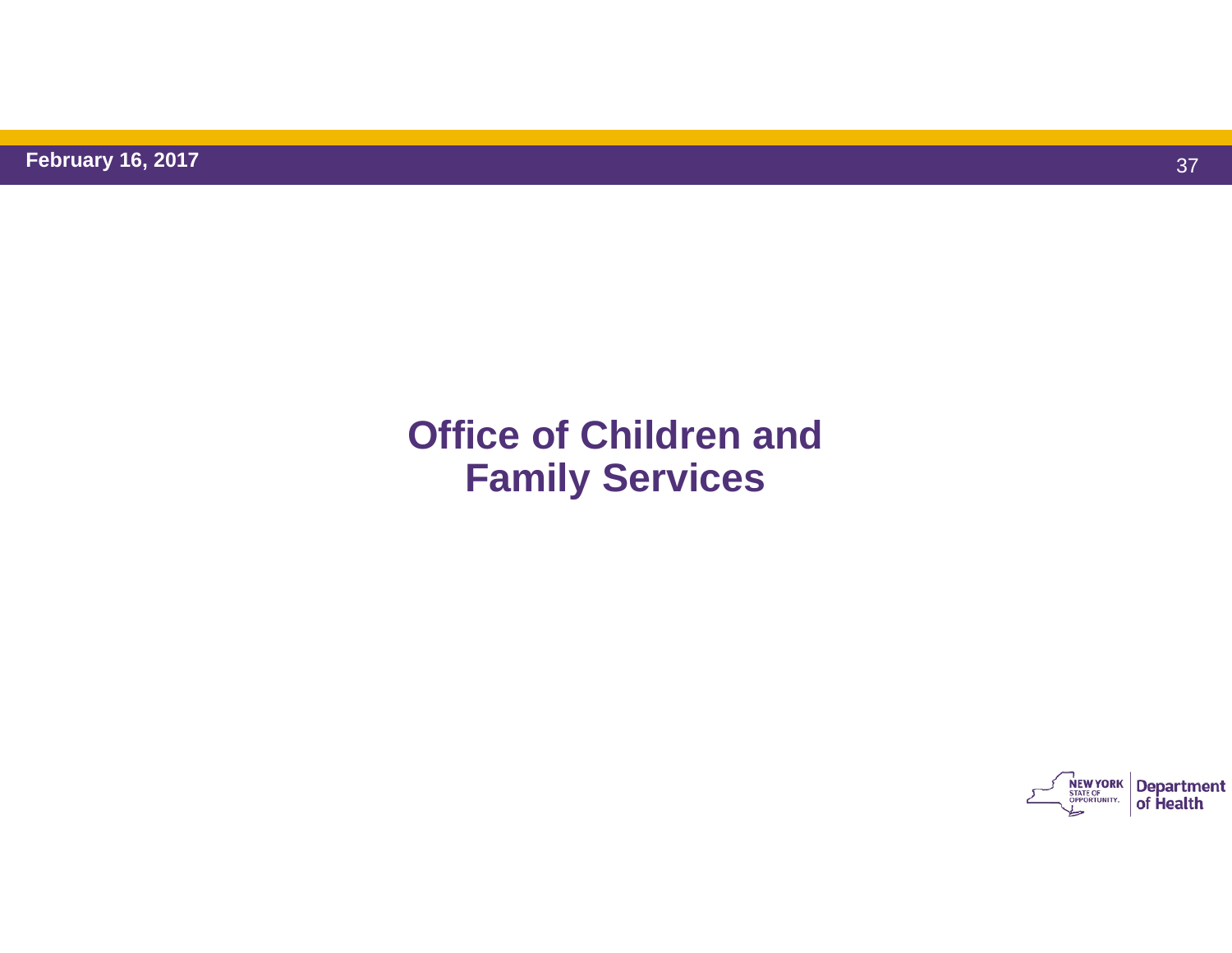# Office of Children and Family Services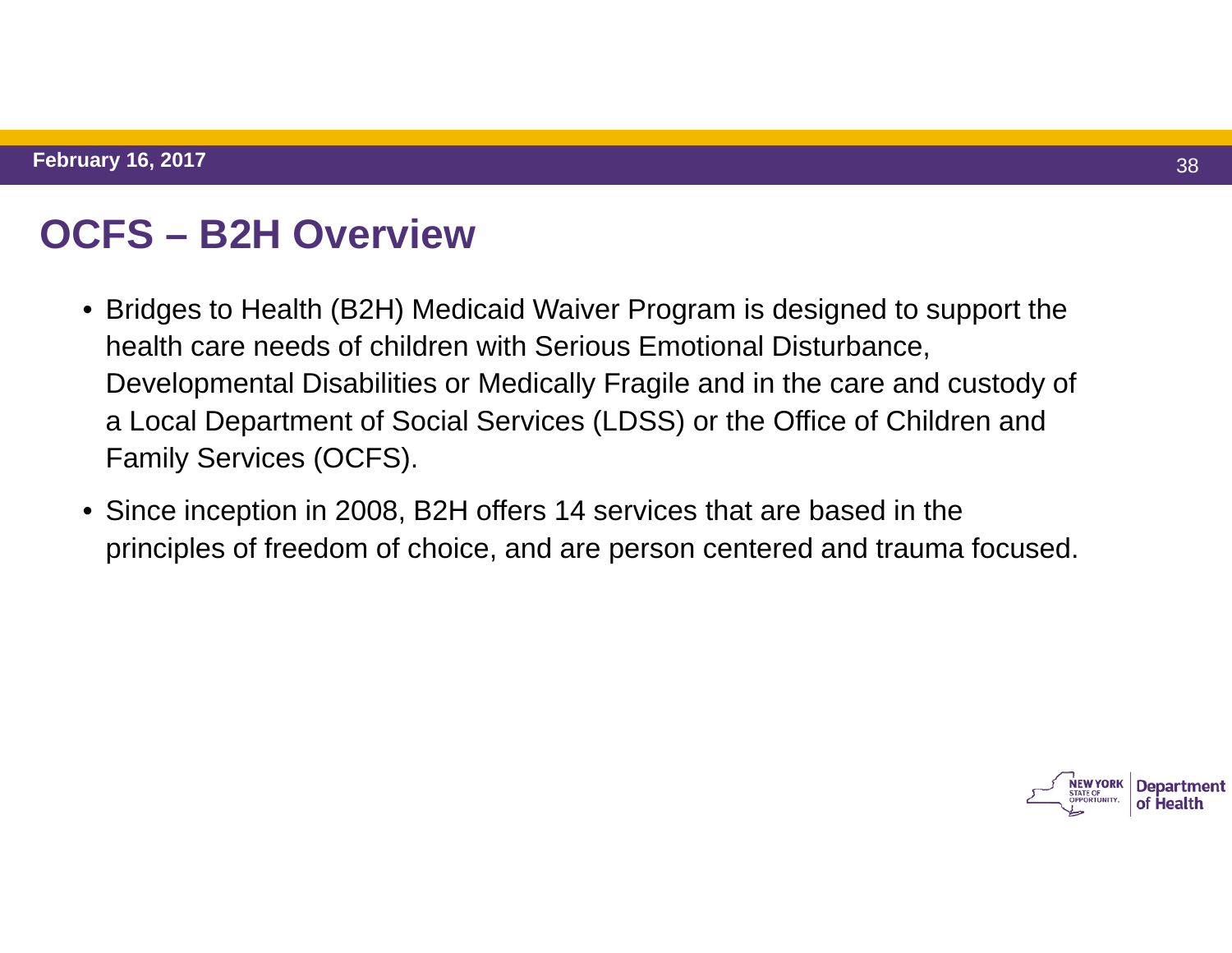# OCFS – B2H Overview

- Bridges to Health (B2H) Medicaid Waiver Program is designed to support the health care needs of children with Serious Emotional Disturbance, Developmental Disabilities or Medically Fragile and in the care and custody of a Local Department of Social Services (LDSS) or the Office of Children and Family Services (OCFS).
- Since inception in 2008, B2H offers 14 services that are based in the principles of freedom of choice, and are person centered and trauma focused.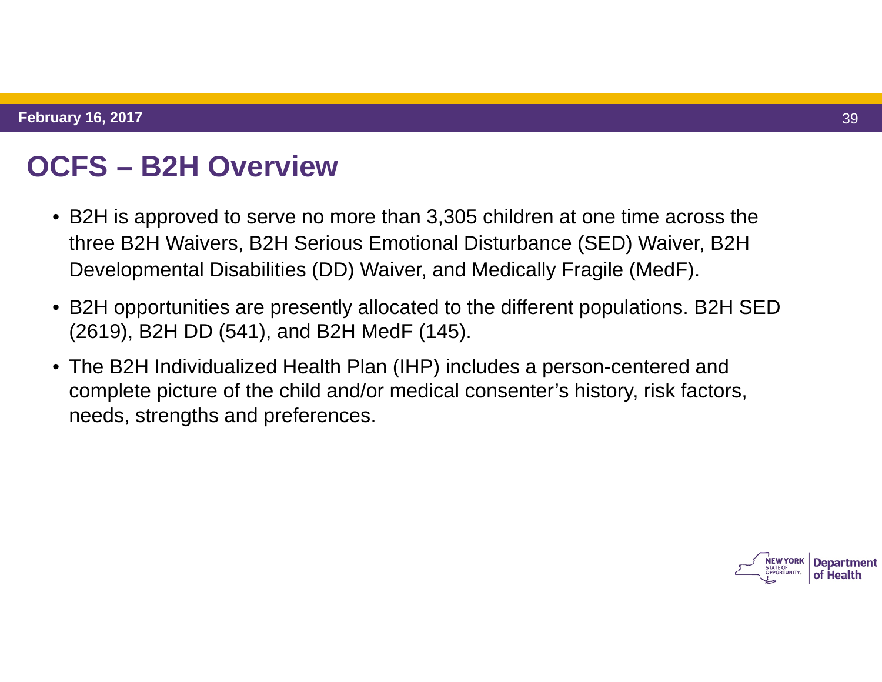# OCFS – B2H Overview

- B2H is approved to serve no more than 3,305 children at one time across the three B2H Waivers, B2H Serious Emotional Disturbance (SED) Waiver, B2H Developmental Disabilities (DD) Waiver, and Medically Fragile (MedF).
- B2H opportunities are presently allocated to the different populations. B2H SED (2619), B2H DD (541), and B2H MedF (145).
- The B2H Individualized Health Plan (IHP) includes a person-centered and complete picture of the child and/or medical consenter's history, risk factors, needs, strengths and preferences.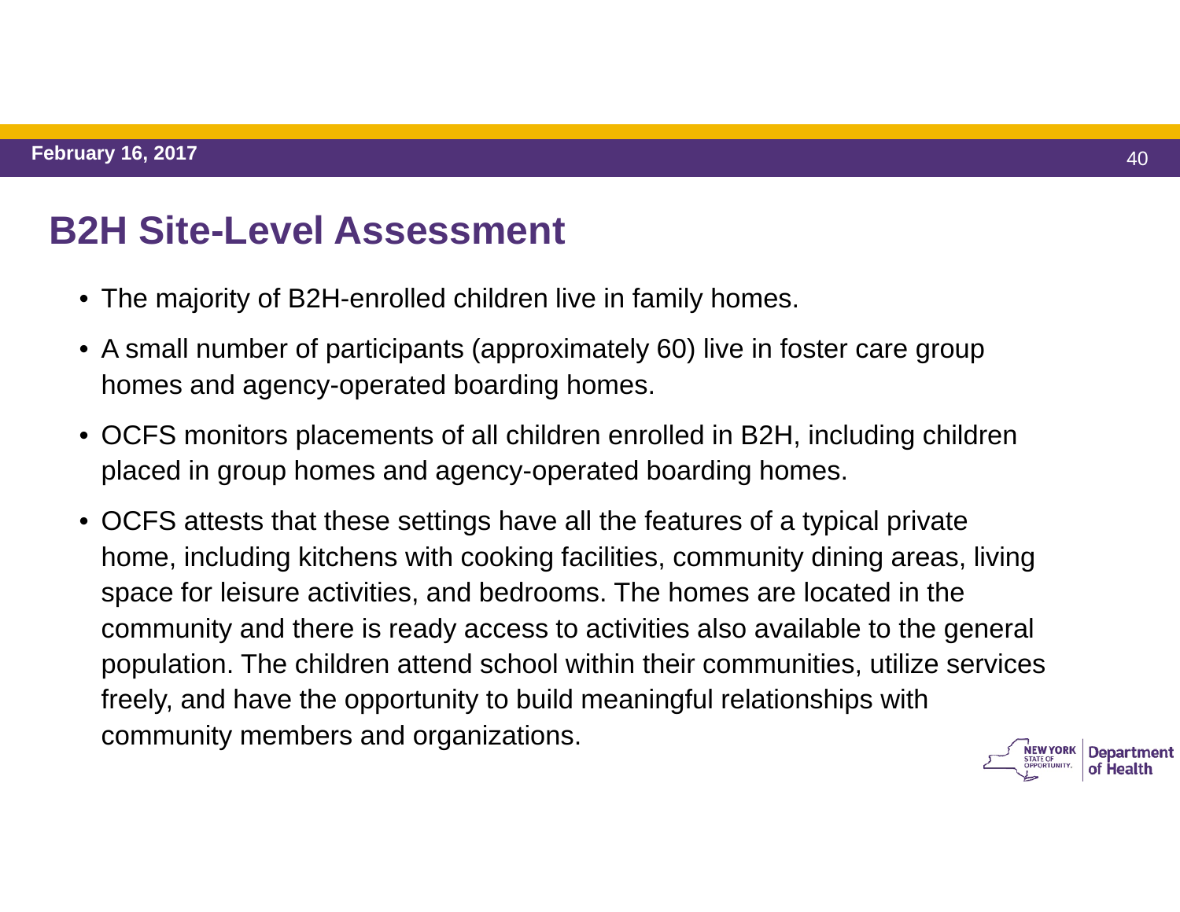# B2H Site-Level Assessment

- The majority of B2H-enrolled children live in family homes.
- A small number of participants (approximately 60) live in foster care group homes and agency-operated boarding homes.
- OCFS monitors placements of all children enrolled in B2H, including children placed in group homes and agency-operated boarding homes.
- OCFS attests that these settings have all the features of a typical private home, including kitchens with cooking facilities, community dining areas, living space for leisure activities, and bedrooms. The homes are located in the community and there is ready access to activities also available to the general population. The children attend school within their communities, utilize services freely, and have the opportunity to build meaningful relationships with community members and organizations.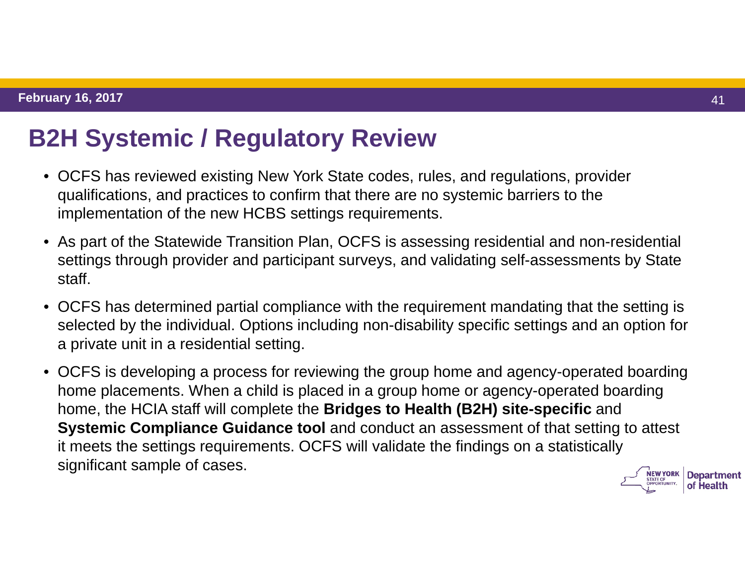# B2H Systemic / Regulatory Review

- OCFS has reviewed existing New York State codes, rules, and regulations, provider qualifications, and practices to confirm that there are no systemic barriers to the implementation of the new HCBS settings requirements.
- As part of the Statewide Transition Plan, OCFS is assessing residential and non-residential settings through provider and participant surveys, and validating self-assessments by State staff.
- OCFS has determined partial compliance with the requirement mandating that the setting is selected by the individual. Options including non-disability specific settings and an option for a private unit in a residential setting.
- OCFS is developing a process for reviewing the group home and agency-operated boarding home placements. When a child is placed in a group home or agency-operated boarding home, the HCIA staff will complete the **Bridges to Health (B2H) site-specific** and **Systemic Compliance Guidance tool** and conduct an assessment of that setting to attest it meets the settings requirements. OCFS will validate the findings on a statistically significant sample of cases.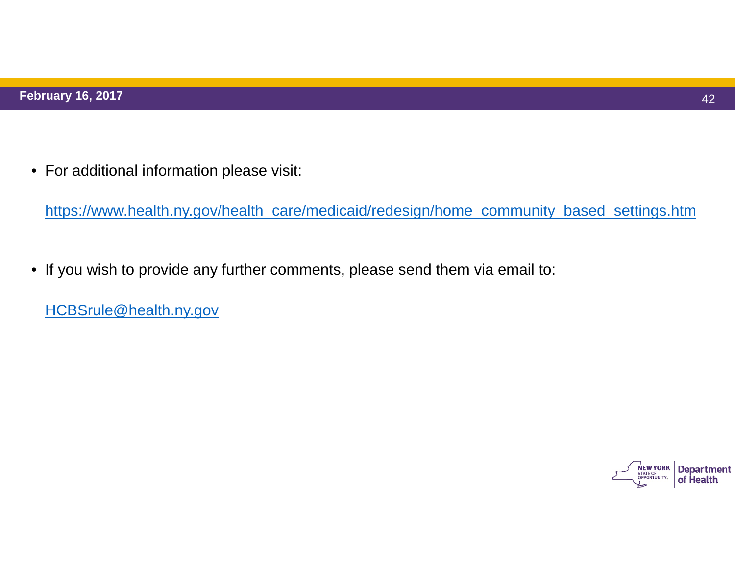- For additional information please visit:

  https://www.health.ny.gov/health_care/medicaid/redesign/home_community_based_settings.htm

- If you wish to provide any further comments, please send them via email to:

  HCBSrule@health.ny.gov